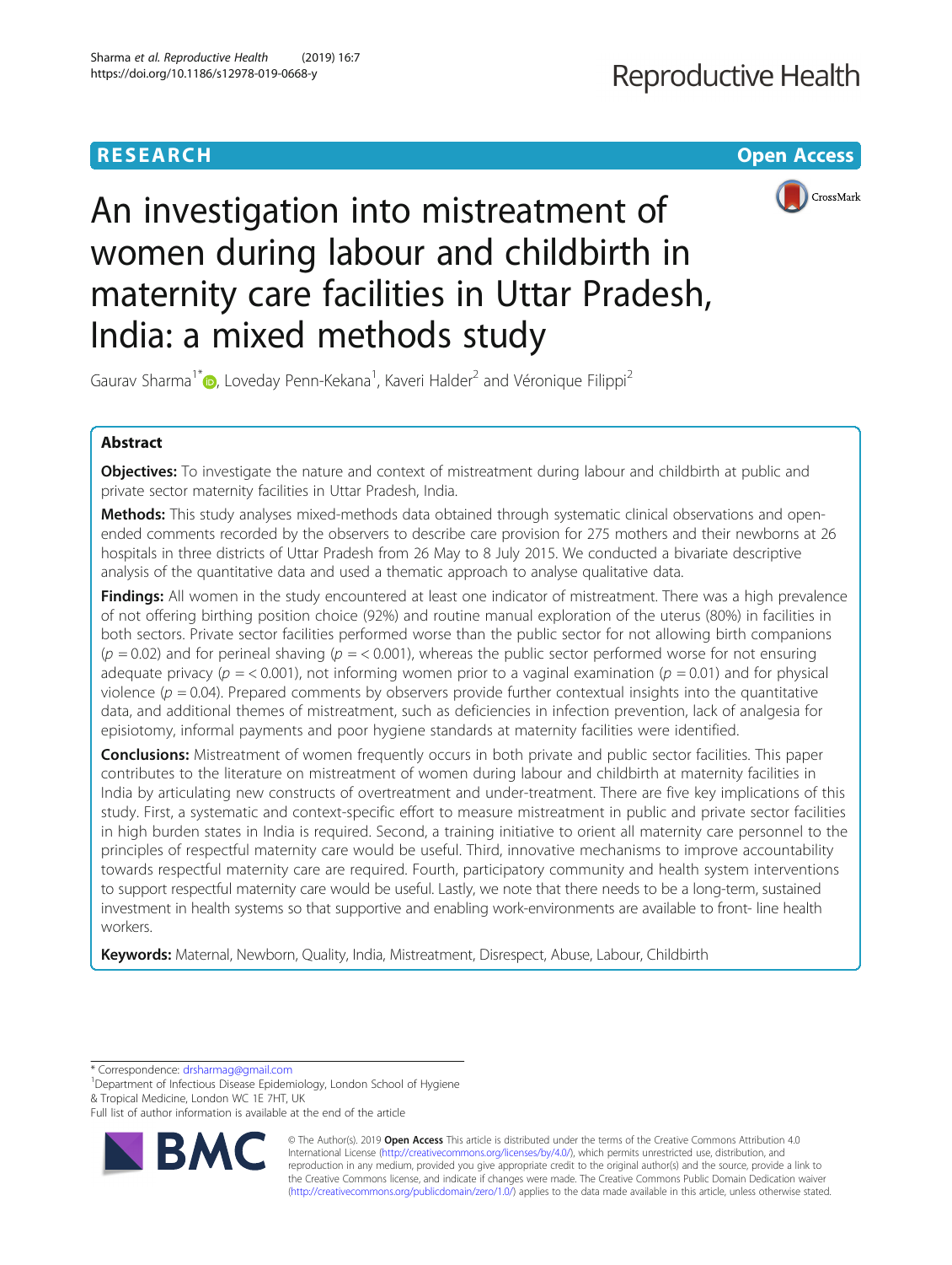RESEARCH

Open Access

# An investigation into mistreatment of women during labour and childbirth in maternity care facilities in Uttar Pradesh, India: a mixed methods study

Gaurav Sharma[1*], Loveday Penn-Kekana[1], Kaveri Halder[2] and Véronique Filippi[2]

## Abstract

**Objectives:** To investigate the nature and context of mistreatment during labour and childbirth at public and private sector maternity facilities in Uttar Pradesh, India.

**Methods:** This study analyses mixed-methods data obtained through systematic clinical observations and open-ended comments recorded by the observers to describe care provision for 275 mothers and their newborns at 26 hospitals in three districts of Uttar Pradesh from 26 May to 8 July 2015. We conducted a bivariate descriptive analysis of the quantitative data and used a thematic approach to analyse qualitative data.

**Findings:** All women in the study encountered at least one indicator of mistreatment. There was a high prevalence of not offering birthing position choice (92%) and routine manual exploration of the uterus (80%) in facilities in both sectors. Private sector facilities performed worse than the public sector for not allowing birth companions ($p = 0.02$) and for perineal shaving ($p = < 0.001$), whereas the public sector performed worse for not ensuring adequate privacy ($p = < 0.001$), not informing women prior to a vaginal examination ($p = 0.01$) and for physical violence ($p = 0.04$). Prepared comments by observers provide further contextual insights into the quantitative data, and additional themes of mistreatment, such as deficiencies in infection prevention, lack of analgesia for episiotomy, informal payments and poor hygiene standards at maternity facilities were identified.

**Conclusions:** Mistreatment of women frequently occurs in both private and public sector facilities. This paper contributes to the literature on mistreatment of women during labour and childbirth at maternity facilities in India by articulating new constructs of overtreatment and under-treatment. There are five key implications of this study. First, a systematic and context-specific effort to measure mistreatment in public and private sector facilities in high burden states in India is required. Second, a training initiative to orient all maternity care personnel to the principles of respectful maternity care would be useful. Third, innovative mechanisms to improve accountability towards respectful maternity care are required. Fourth, participatory community and health system interventions to support respectful maternity care would be useful. Lastly, we note that there needs to be a long-term, sustained investment in health systems so that supportive and enabling work-environments are available to front- line health workers.

**Keywords:** Maternal, Newborn, Quality, India, Mistreatment, Disrespect, Abuse, Labour, Childbirth

\* Correspondence: drsharmag@gmail.com
[1]Department of Infectious Disease Epidemiology, London School of Hygiene & Tropical Medicine, London WC 1E 7HT, UK
Full list of author information is available at the end of the article

© The Author(s). 2019 **Open Access** This article is distributed under the terms of the Creative Commons Attribution 4.0 International License (http://creativecommons.org/licenses/by/4.0/), which permits unrestricted use, distribution, and reproduction in any medium, provided you give appropriate credit to the original author(s) and the source, provide a link to the Creative Commons license, and indicate if changes were made. The Creative Commons Public Domain Dedication waiver (http://creativecommons.org/publicdomain/zero/1.0/) applies to the data made available in this article, unless otherwise stated.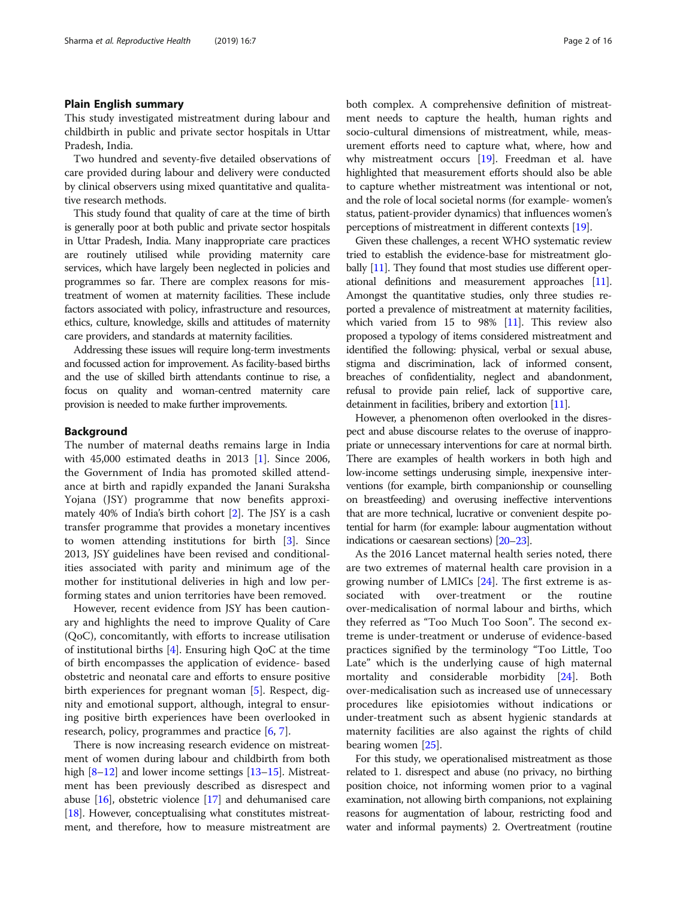## Plain English summary

This study investigated mistreatment during labour and childbirth in public and private sector hospitals in Uttar Pradesh, India.

Two hundred and seventy-five detailed observations of care provided during labour and delivery were conducted by clinical observers using mixed quantitative and qualitative research methods.

This study found that quality of care at the time of birth is generally poor at both public and private sector hospitals in Uttar Pradesh, India. Many inappropriate care practices are routinely utilised while providing maternity care services, which have largely been neglected in policies and programmes so far. There are complex reasons for mistreatment of women at maternity facilities. These include factors associated with policy, infrastructure and resources, ethics, culture, knowledge, skills and attitudes of maternity care providers, and standards at maternity facilities.

Addressing these issues will require long-term investments and focussed action for improvement. As facility-based births and the use of skilled birth attendants continue to rise, a focus on quality and woman-centred maternity care provision is needed to make further improvements.

## Background

The number of maternal deaths remains large in India with 45,000 estimated deaths in 2013 [1]. Since 2006, the Government of India has promoted skilled attendance at birth and rapidly expanded the Janani Suraksha Yojana (JSY) programme that now benefits approximately 40% of India's birth cohort [2]. The JSY is a cash transfer programme that provides a monetary incentives to women attending institutions for birth [3]. Since 2013, JSY guidelines have been revised and conditionalities associated with parity and minimum age of the mother for institutional deliveries in high and low performing states and union territories have been removed.

However, recent evidence from JSY has been cautionary and highlights the need to improve Quality of Care (QoC), concomitantly, with efforts to increase utilisation of institutional births [4]. Ensuring high QoC at the time of birth encompasses the application of evidence- based obstetric and neonatal care and efforts to ensure positive birth experiences for pregnant woman [5]. Respect, dignity and emotional support, although, integral to ensuring positive birth experiences have been overlooked in research, policy, programmes and practice [6, 7].

There is now increasing research evidence on mistreatment of women during labour and childbirth from both high [8–12] and lower income settings [13–15]. Mistreatment has been previously described as disrespect and abuse [16], obstetric violence [17] and dehumanised care [18]. However, conceptualising what constitutes mistreatment, and therefore, how to measure mistreatment are both complex. A comprehensive definition of mistreatment needs to capture the health, human rights and socio-cultural dimensions of mistreatment, while, measurement efforts need to capture what, where, how and why mistreatment occurs [19]. Freedman et al. have highlighted that measurement efforts should also be able to capture whether mistreatment was intentional or not, and the role of local societal norms (for example- women's status, patient-provider dynamics) that influences women's perceptions of mistreatment in different contexts [19].

Given these challenges, a recent WHO systematic review tried to establish the evidence-base for mistreatment globally [11]. They found that most studies use different operational definitions and measurement approaches [11]. Amongst the quantitative studies, only three studies reported a prevalence of mistreatment at maternity facilities, which varied from 15 to 98% [11]. This review also proposed a typology of items considered mistreatment and identified the following: physical, verbal or sexual abuse, stigma and discrimination, lack of informed consent, breaches of confidentiality, neglect and abandonment, refusal to provide pain relief, lack of supportive care, detainment in facilities, bribery and extortion [11].

However, a phenomenon often overlooked in the disrespect and abuse discourse relates to the overuse of inappropriate or unnecessary interventions for care at normal birth. There are examples of health workers in both high and low-income settings underusing simple, inexpensive interventions (for example, birth companionship or counselling on breastfeeding) and overusing ineffective interventions that are more technical, lucrative or convenient despite potential for harm (for example: labour augmentation without indications or caesarean sections) [20–23].

As the 2016 Lancet maternal health series noted, there are two extremes of maternal health care provision in a growing number of LMICs [24]. The first extreme is associated with over-treatment or the routine over-medicalisation of normal labour and births, which they referred as "Too Much Too Soon". The second extreme is under-treatment or underuse of evidence-based practices signified by the terminology "Too Little, Too Late" which is the underlying cause of high maternal mortality and considerable morbidity [24]. Both over-medicalisation such as increased use of unnecessary procedures like episiotomies without indications or under-treatment such as absent hygienic standards at maternity facilities are also against the rights of child bearing women [25].

For this study, we operationalised mistreatment as those related to 1. disrespect and abuse (no privacy, no birthing position choice, not informing women prior to a vaginal examination, not allowing birth companions, not explaining reasons for augmentation of labour, restricting food and water and informal payments) 2. Overtreatment (routine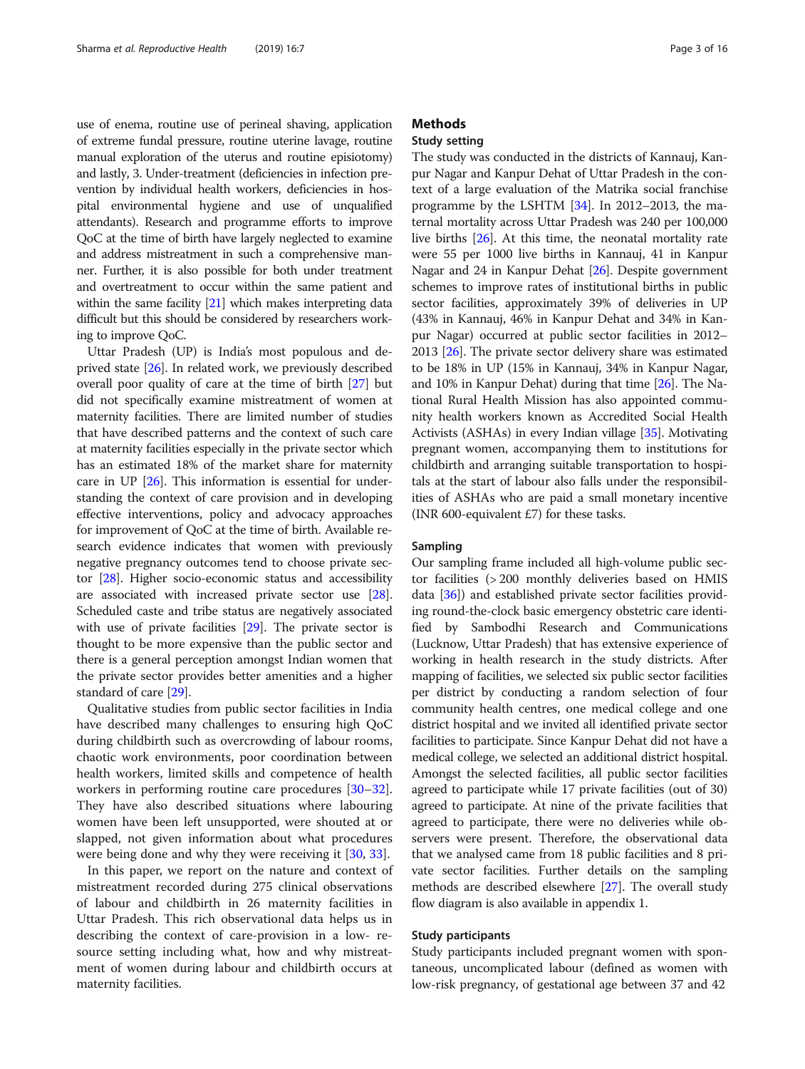use of enema, routine use of perineal shaving, application of extreme fundal pressure, routine uterine lavage, routine manual exploration of the uterus and routine episiotomy) and lastly, 3. Under-treatment (deficiencies in infection prevention by individual health workers, deficiencies in hospital environmental hygiene and use of unqualified attendants). Research and programme efforts to improve QoC at the time of birth have largely neglected to examine and address mistreatment in such a comprehensive manner. Further, it is also possible for both under treatment and overtreatment to occur within the same patient and within the same facility [21] which makes interpreting data difficult but this should be considered by researchers working to improve QoC.

Uttar Pradesh (UP) is India's most populous and deprived state [26]. In related work, we previously described overall poor quality of care at the time of birth [27] but did not specifically examine mistreatment of women at maternity facilities. There are limited number of studies that have described patterns and the context of such care at maternity facilities especially in the private sector which has an estimated 18% of the market share for maternity care in UP [26]. This information is essential for understanding the context of care provision and in developing effective interventions, policy and advocacy approaches for improvement of QoC at the time of birth. Available research evidence indicates that women with previously negative pregnancy outcomes tend to choose private sector [28]. Higher socio-economic status and accessibility are associated with increased private sector use [28]. Scheduled caste and tribe status are negatively associated with use of private facilities [29]. The private sector is thought to be more expensive than the public sector and there is a general perception amongst Indian women that the private sector provides better amenities and a higher standard of care [29].

Qualitative studies from public sector facilities in India have described many challenges to ensuring high QoC during childbirth such as overcrowding of labour rooms, chaotic work environments, poor coordination between health workers, limited skills and competence of health workers in performing routine care procedures [30–32]. They have also described situations where labouring women have been left unsupported, were shouted at or slapped, not given information about what procedures were being done and why they were receiving it [30, 33].

In this paper, we report on the nature and context of mistreatment recorded during 275 clinical observations of labour and childbirth in 26 maternity facilities in Uttar Pradesh. This rich observational data helps us in describing the context of care-provision in a low- resource setting including what, how and why mistreatment of women during labour and childbirth occurs at maternity facilities.

## Methods

### Study setting

The study was conducted in the districts of Kannauj, Kanpur Nagar and Kanpur Dehat of Uttar Pradesh in the context of a large evaluation of the Matrika social franchise programme by the LSHTM [34]. In 2012–2013, the maternal mortality across Uttar Pradesh was 240 per 100,000 live births [26]. At this time, the neonatal mortality rate were 55 per 1000 live births in Kannauj, 41 in Kanpur Nagar and 24 in Kanpur Dehat [26]. Despite government schemes to improve rates of institutional births in public sector facilities, approximately 39% of deliveries in UP (43% in Kannauj, 46% in Kanpur Dehat and 34% in Kanpur Nagar) occurred at public sector facilities in 2012–2013 [26]. The private sector delivery share was estimated to be 18% in UP (15% in Kannauj, 34% in Kanpur Nagar, and 10% in Kanpur Dehat) during that time [26]. The National Rural Health Mission has also appointed community health workers known as Accredited Social Health Activists (ASHAs) in every Indian village [35]. Motivating pregnant women, accompanying them to institutions for childbirth and arranging suitable transportation to hospitals at the start of labour also falls under the responsibilities of ASHAs who are paid a small monetary incentive (INR 600-equivalent £7) for these tasks.

### Sampling

Our sampling frame included all high-volume public sector facilities (> 200 monthly deliveries based on HMIS data [36]) and established private sector facilities providing round-the-clock basic emergency obstetric care identified by Sambodhi Research and Communications (Lucknow, Uttar Pradesh) that has extensive experience of working in health research in the study districts. After mapping of facilities, we selected six public sector facilities per district by conducting a random selection of four community health centres, one medical college and one district hospital and we invited all identified private sector facilities to participate. Since Kanpur Dehat did not have a medical college, we selected an additional district hospital. Amongst the selected facilities, all public sector facilities agreed to participate while 17 private facilities (out of 30) agreed to participate. At nine of the private facilities that agreed to participate, there were no deliveries while observers were present. Therefore, the observational data that we analysed came from 18 public facilities and 8 private sector facilities. Further details on the sampling methods are described elsewhere [27]. The overall study flow diagram is also available in appendix 1.

### Study participants

Study participants included pregnant women with spontaneous, uncomplicated labour (defined as women with low-risk pregnancy, of gestational age between 37 and 42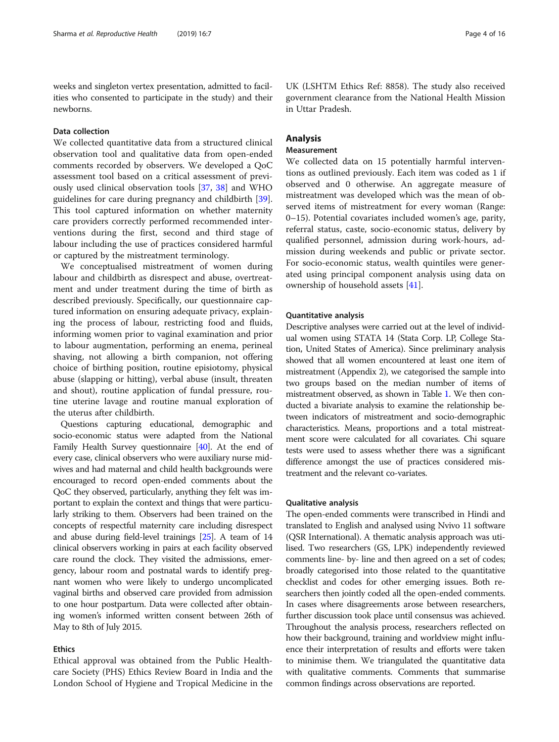weeks and singleton vertex presentation, admitted to facilities who consented to participate in the study) and their newborns.

### Data collection

We collected quantitative data from a structured clinical observation tool and qualitative data from open-ended comments recorded by observers. We developed a QoC assessment tool based on a critical assessment of previously used clinical observation tools [37, 38] and WHO guidelines for care during pregnancy and childbirth [39]. This tool captured information on whether maternity care providers correctly performed recommended interventions during the first, second and third stage of labour including the use of practices considered harmful or captured by the mistreatment terminology.

We conceptualised mistreatment of women during labour and childbirth as disrespect and abuse, overtreatment and under treatment during the time of birth as described previously. Specifically, our questionnaire captured information on ensuring adequate privacy, explaining the process of labour, restricting food and fluids, informing women prior to vaginal examination and prior to labour augmentation, performing an enema, perineal shaving, not allowing a birth companion, not offering choice of birthing position, routine episiotomy, physical abuse (slapping or hitting), verbal abuse (insult, threaten and shout), routine application of fundal pressure, routine uterine lavage and routine manual exploration of the uterus after childbirth.

Questions capturing educational, demographic and socio-economic status were adapted from the National Family Health Survey questionnaire [40]. At the end of every case, clinical observers who were auxiliary nurse midwives and had maternal and child health backgrounds were encouraged to record open-ended comments about the QoC they observed, particularly, anything they felt was important to explain the context and things that were particularly striking to them. Observers had been trained on the concepts of respectful maternity care including disrespect and abuse during field-level trainings [25]. A team of 14 clinical observers working in pairs at each facility observed care round the clock. They visited the admissions, emergency, labour room and postnatal wards to identify pregnant women who were likely to undergo uncomplicated vaginal births and observed care provided from admission to one hour postpartum. Data were collected after obtaining women's informed written consent between 26th of May to 8th of July 2015.

### Ethics

Ethical approval was obtained from the Public Healthcare Society (PHS) Ethics Review Board in India and the London School of Hygiene and Tropical Medicine in the UK (LSHTM Ethics Ref: 8858). The study also received government clearance from the National Health Mission in Uttar Pradesh.

## Analysis

### Measurement

We collected data on 15 potentially harmful interventions as outlined previously. Each item was coded as 1 if observed and 0 otherwise. An aggregate measure of mistreatment was developed which was the mean of observed items of mistreatment for every woman (Range: 0–15). Potential covariates included women's age, parity, referral status, caste, socio-economic status, delivery by qualified personnel, admission during work-hours, admission during weekends and public or private sector. For socio-economic status, wealth quintiles were generated using principal component analysis using data on ownership of household assets [41].

### Quantitative analysis

Descriptive analyses were carried out at the level of individual women using STATA 14 (Stata Corp. LP, College Station, United States of America). Since preliminary analysis showed that all women encountered at least one item of mistreatment (Appendix 2), we categorised the sample into two groups based on the median number of items of mistreatment observed, as shown in Table 1. We then conducted a bivariate analysis to examine the relationship between indicators of mistreatment and socio-demographic characteristics. Means, proportions and a total mistreatment score were calculated for all covariates. Chi square tests were used to assess whether there was a significant difference amongst the use of practices considered mistreatment and the relevant co-variates.

### Qualitative analysis

The open-ended comments were transcribed in Hindi and translated to English and analysed using Nvivo 11 software (QSR International). A thematic analysis approach was utilised. Two researchers (GS, LPK) independently reviewed comments line- by- line and then agreed on a set of codes; broadly categorised into those related to the quantitative checklist and codes for other emerging issues. Both researchers then jointly coded all the open-ended comments. In cases where disagreements arose between researchers, further discussion took place until consensus was achieved. Throughout the analysis process, researchers reflected on how their background, training and worldview might influence their interpretation of results and efforts were taken to minimise them. We triangulated the quantitative data with qualitative comments. Comments that summarise common findings across observations are reported.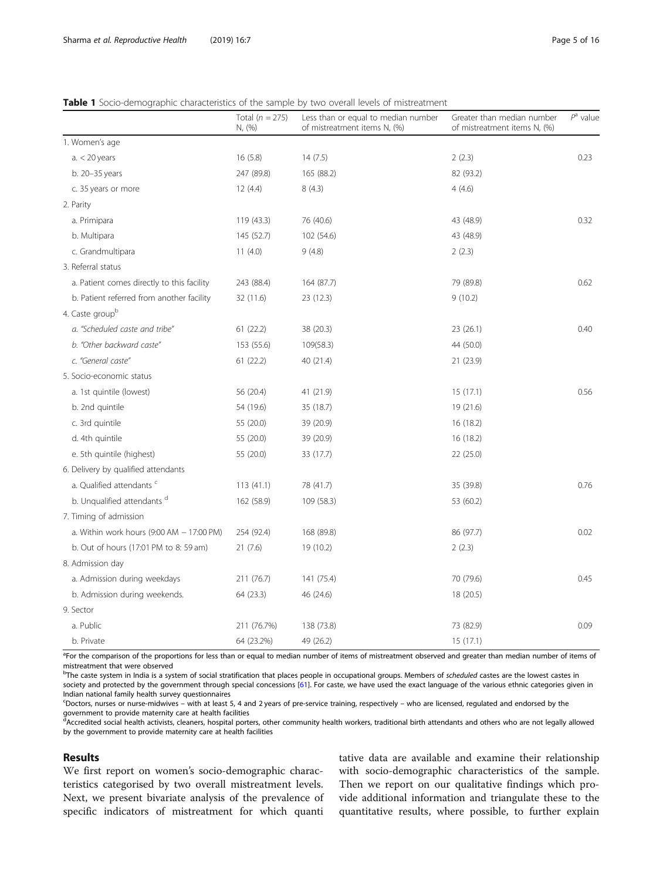**Table 1** Socio-demographic characteristics of the sample by two overall levels of mistreatment

| | Total ($n = 275$) N, (%) | Less than or equal to median number of mistreatment items N, (%) | Greater than median number of mistreatment items N, (%) | $P^a$ value |
|---|---|---|---|---|
| 1. Women's age | | | | |
| a. < 20 years | 16 (5.8) | 14 (7.5) | 2 (2.3) | 0.23 |
| b. 20–35 years | 247 (89.8) | 165 (88.2) | 82 (93.2) | |
| c. 35 years or more | 12 (4.4) | 8 (4.3) | 4 (4.6) | |
| 2. Parity | | | | |
| a. Primipara | 119 (43.3) | 76 (40.6) | 43 (48.9) | 0.32 |
| b. Multipara | 145 (52.7) | 102 (54.6) | 43 (48.9) | |
| c. Grandmultipara | 11 (4.0) | 9 (4.8) | 2 (2.3) | |
| 3. Referral status | | | | |
| a. Patient comes directly to this facility | 243 (88.4) | 164 (87.7) | 79 (89.8) | 0.62 |
| b. Patient referred from another facility | 32 (11.6) | 23 (12.3) | 9 (10.2) | |
| 4. Caste group[b] | | | | |
| *a. "Scheduled caste and tribe"* | 61 (22.2) | 38 (20.3) | 23 (26.1) | 0.40 |
| *b. "Other backward caste"* | 153 (55.6) | 109(58.3) | 44 (50.0) | |
| *c. "General caste"* | 61 (22.2) | 40 (21.4) | 21 (23.9) | |
| 5. Socio-economic status | | | | |
| a. 1st quintile (lowest) | 56 (20.4) | 41 (21.9) | 15 (17.1) | 0.56 |
| b. 2nd quintile | 54 (19.6) | 35 (18.7) | 19 (21.6) | |
| c. 3rd quintile | 55 (20.0) | 39 (20.9) | 16 (18.2) | |
| d. 4th quintile | 55 (20.0) | 39 (20.9) | 16 (18.2) | |
| e. 5th quintile (highest) | 55 (20.0) | 33 (17.7) | 22 (25.0) | |
| 6. Delivery by qualified attendants | | | | |
| a. Qualified attendants [c] | 113 (41.1) | 78 (41.7) | 35 (39.8) | 0.76 |
| b. Unqualified attendants [d] | 162 (58.9) | 109 (58.3) | 53 (60.2) | |
| 7. Timing of admission | | | | |
| a. Within work hours (9:00 AM – 17:00 PM) | 254 (92.4) | 168 (89.8) | 86 (97.7) | 0.02 |
| b. Out of hours (17:01 PM to 8: 59 am) | 21 (7.6) | 19 (10.2) | 2 (2.3) | |
| 8. Admission day | | | | |
| a. Admission during weekdays | 211 (76.7) | 141 (75.4) | 70 (79.6) | 0.45 |
| b. Admission during weekends. | 64 (23.3) | 46 (24.6) | 18 (20.5) | |
| 9. Sector | | | | |
| a. Public | 211 (76.7%) | 138 (73.8) | 73 (82.9) | 0.09 |
| b. Private | 64 (23.2%) | 49 (26.2) | 15 (17.1) | |

[a]For the comparison of the proportions for less than or equal to median number of items of mistreatment observed and greater than median number of items of mistreatment that were observed

[b]The caste system in India is a system of social stratification that places people in occupational groups. Members of *scheduled* castes are the lowest castes in society and protected by the government through special concessions [61]. For caste, we have used the exact language of the various ethnic categories given in Indian national family health survey questionnaires

[c]Doctors, nurses or nurse-midwives – with at least 5, 4 and 2 years of pre-service training, respectively – who are licensed, regulated and endorsed by the government to provide maternity care at health facilities

[d]Accredited social health activists, cleaners, hospital porters, other community health workers, traditional birth attendants and others who are not legally allowed by the government to provide maternity care at health facilities

## Results

We first report on women's socio-demographic characteristics categorised by two overall mistreatment levels. Next, we present bivariate analysis of the prevalence of specific indicators of mistreatment for which quantitative data are available and examine their relationship with socio-demographic characteristics of the sample. Then we report on our qualitative findings which provide additional information and triangulate these to the quantitative results, where possible, to further explain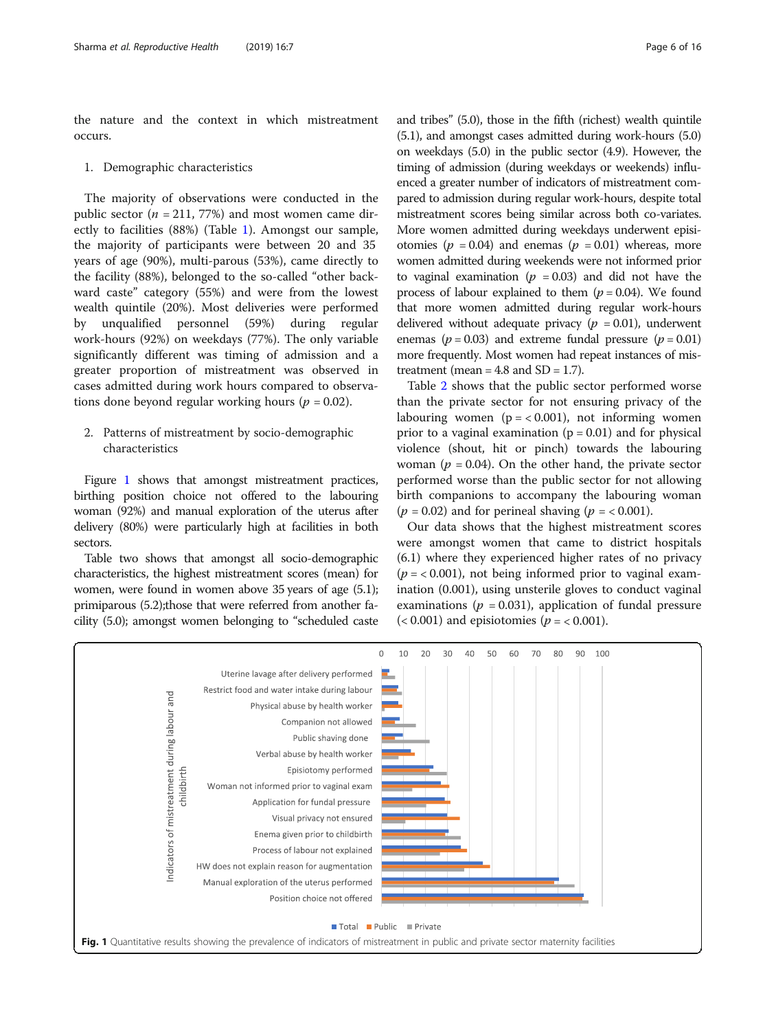the nature and the context in which mistreatment occurs.

1. Demographic characteristics

The majority of observations were conducted in the public sector ($n$ = 211, 77%) and most women came directly to facilities (88%) (Table 1). Amongst our sample, the majority of participants were between 20 and 35 years of age (90%), multi-parous (53%), came directly to the facility (88%), belonged to the so-called "other backward caste" category (55%) and were from the lowest wealth quintile (20%). Most deliveries were performed by unqualified personnel (59%) during regular work-hours (92%) on weekdays (77%). The only variable significantly different was timing of admission and a greater proportion of mistreatment was observed in cases admitted during work hours compared to observations done beyond regular working hours ($p$ = 0.02).

2. Patterns of mistreatment by socio-demographic characteristics

Figure 1 shows that amongst mistreatment practices, birthing position choice not offered to the labouring woman (92%) and manual exploration of the uterus after delivery (80%) were particularly high at facilities in both sectors.

Table two shows that amongst all socio-demographic characteristics, the highest mistreatment scores (mean) for women, were found in women above 35 years of age (5.1); primiparous (5.2);those that were referred from another facility (5.0); amongst women belonging to "scheduled caste and tribes" (5.0), those in the fifth (richest) wealth quintile (5.1), and amongst cases admitted during work-hours (5.0) on weekdays (5.0) in the public sector (4.9). However, the timing of admission (during weekdays or weekends) influenced a greater number of indicators of mistreatment compared to admission during regular work-hours, despite total mistreatment scores being similar across both co-variates. More women admitted during weekdays underwent episiotomies ($p$ = 0.04) and enemas ($p$ = 0.01) whereas, more women admitted during weekends were not informed prior to vaginal examination ($p$ = 0.03) and did not have the process of labour explained to them ($p$ = 0.04). We found that more women admitted during regular work-hours delivered without adequate privacy ($p$ = 0.01), underwent enemas ($p$ = 0.03) and extreme fundal pressure ($p$ = 0.01) more frequently. Most women had repeat instances of mistreatment (mean = 4.8 and SD = 1.7).

Table 2 shows that the public sector performed worse than the private sector for not ensuring privacy of the labouring women (p = < 0.001), not informing women prior to a vaginal examination (p = 0.01) and for physical violence (shout, hit or pinch) towards the labouring woman ($p$ = 0.04). On the other hand, the private sector performed worse than the public sector for not allowing birth companions to accompany the labouring woman ($p$ = 0.02) and for perineal shaving ($p$ = < 0.001).

Our data shows that the highest mistreatment scores were amongst women that came to district hospitals (6.1) where they experienced higher rates of no privacy ($p$ = < 0.001), not being informed prior to vaginal examination (0.001), using unsterile gloves to conduct vaginal examinations ($p$ = 0.031), application of fundal pressure (< 0.001) and episiotomies ($p$ = < 0.001).

**Fig. 1** Quantitative results showing the prevalence of indicators of mistreatment in public and private sector maternity facilities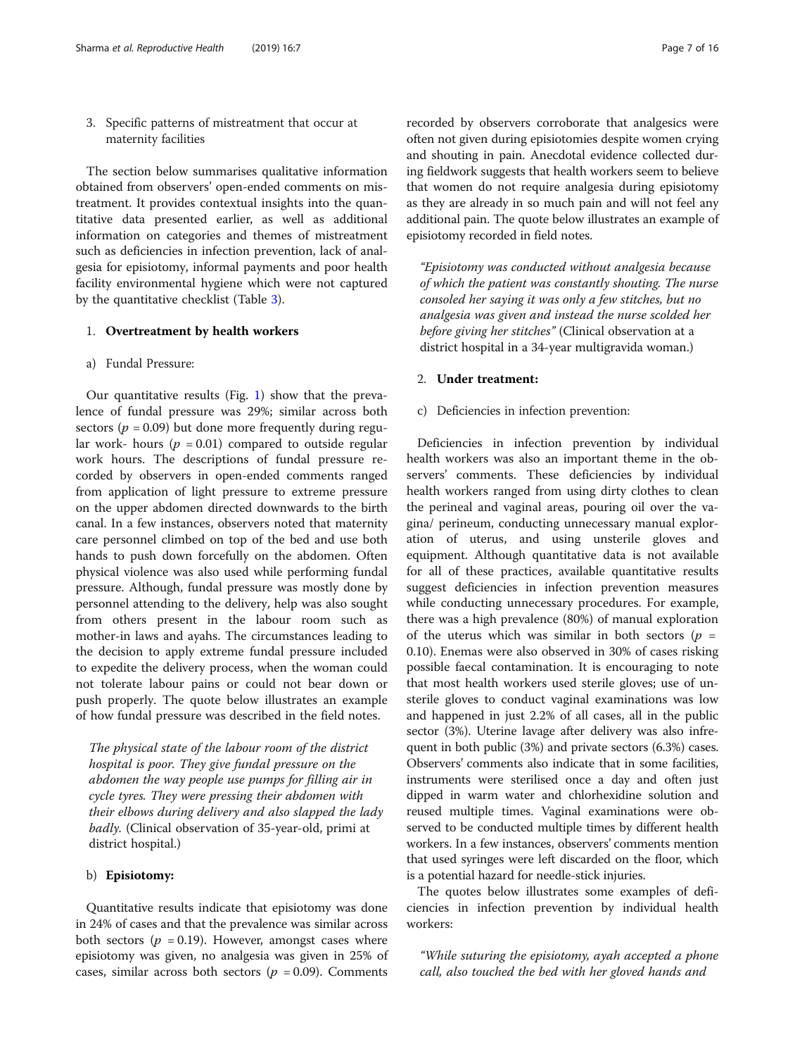3. Specific patterns of mistreatment that occur at maternity facilities

The section below summarises qualitative information obtained from observers' open-ended comments on mistreatment. It provides contextual insights into the quantitative data presented earlier, as well as additional information on categories and themes of mistreatment such as deficiencies in infection prevention, lack of analgesia for episiotomy, informal payments and poor health facility environmental hygiene which were not captured by the quantitative checklist (Table 3).

1. **Overtreatment by health workers**

a) Fundal Pressure:

Our quantitative results (Fig. 1) show that the prevalence of fundal pressure was 29%; similar across both sectors ($p = 0.09$) but done more frequently during regular work- hours ($p = 0.01$) compared to outside regular work hours. The descriptions of fundal pressure recorded by observers in open-ended comments ranged from application of light pressure to extreme pressure on the upper abdomen directed downwards to the birth canal. In a few instances, observers noted that maternity care personnel climbed on top of the bed and use both hands to push down forcefully on the abdomen. Often physical violence was also used while performing fundal pressure. Although, fundal pressure was mostly done by personnel attending to the delivery, help was also sought from others present in the labour room such as mother-in laws and ayahs. The circumstances leading to the decision to apply extreme fundal pressure included to expedite the delivery process, when the woman could not tolerate labour pains or could not bear down or push properly. The quote below illustrates an example of how fundal pressure was described in the field notes.

> *The physical state of the labour room of the district hospital is poor. They give fundal pressure on the abdomen the way people use pumps for filling air in cycle tyres. They were pressing their abdomen with their elbows during delivery and also slapped the lady badly.* (Clinical observation of 35-year-old, primi at district hospital.)

b) **Episiotomy:**

Quantitative results indicate that episiotomy was done in 24% of cases and that the prevalence was similar across both sectors ($p = 0.19$). However, amongst cases where episiotomy was given, no analgesia was given in 25% of cases, similar across both sectors ($p = 0.09$). Comments recorded by observers corroborate that analgesics were often not given during episiotomies despite women crying and shouting in pain. Anecdotal evidence collected during fieldwork suggests that health workers seem to believe that women do not require analgesia during episiotomy as they are already in so much pain and will not feel any additional pain. The quote below illustrates an example of episiotomy recorded in field notes.

> *"Episiotomy was conducted without analgesia because of which the patient was constantly shouting. The nurse consoled her saying it was only a few stitches, but no analgesia was given and instead the nurse scolded her before giving her stitches"* (Clinical observation at a district hospital in a 34-year multigravida woman.)

2. **Under treatment:**

c) Deficiencies in infection prevention:

Deficiencies in infection prevention by individual health workers was also an important theme in the observers' comments. These deficiencies by individual health workers ranged from using dirty clothes to clean the perineal and vaginal areas, pouring oil over the vagina/ perineum, conducting unnecessary manual exploration of uterus, and using unsterile gloves and equipment. Although quantitative data is not available for all of these practices, available quantitative results suggest deficiencies in infection prevention measures while conducting unnecessary procedures. For example, there was a high prevalence (80%) of manual exploration of the uterus which was similar in both sectors ($p = 0.10$). Enemas were also observed in 30% of cases risking possible faecal contamination. It is encouraging to note that most health workers used sterile gloves; use of unsterile gloves to conduct vaginal examinations was low and happened in just 2.2% of all cases, all in the public sector (3%). Uterine lavage after delivery was also infrequent in both public (3%) and private sectors (6.3%) cases. Observers' comments also indicate that in some facilities, instruments were sterilised once a day and often just dipped in warm water and chlorhexidine solution and reused multiple times. Vaginal examinations were observed to be conducted multiple times by different health workers. In a few instances, observers' comments mention that used syringes were left discarded on the floor, which is a potential hazard for needle-stick injuries.

The quotes below illustrates some examples of deficiencies in infection prevention by individual health workers:

> *"While suturing the episiotomy, ayah accepted a phone call, also touched the bed with her gloved hands and*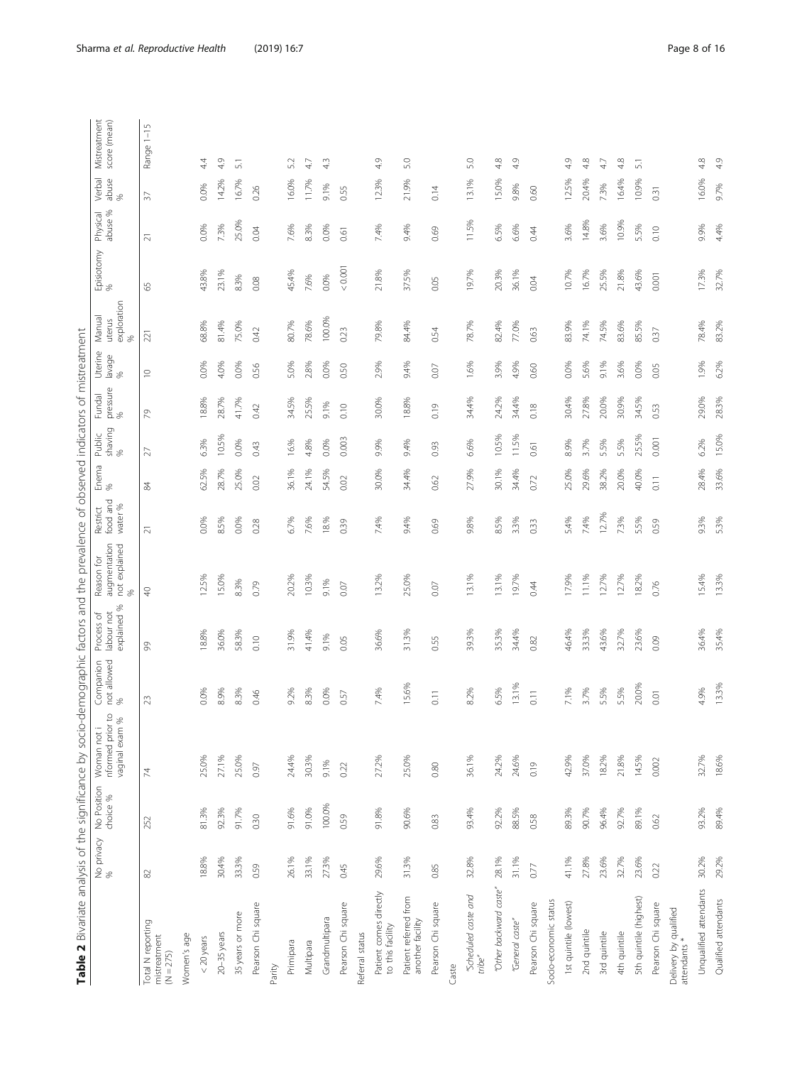**Table 2** Bivariate analysis of the significance by socio-demographic factors and the prevalence of observed indicators of mistreatment

| | No privacy % | No Position choice % | Woman not informed prior to vaginal exam % | Companion not allowed % | Process of labour not explained % | Reason for augmentation not explained % | Restrict food and water % | Enema % | Pubic shaving % | Fundal pressure % | Uterine lavage % | Manual uterus exploration % | Episiotomy % | Physical abuse % | Verbal abuse % | Mistreatment score (mean) |
|---|---|---|---|---|---|---|---|---|---|---|---|---|---|---|---|---|
| Total N reporting mistreatment (N = 275) | 82 | 252 | 74 | 23 | 99 | 40 | 21 | 84 | 27 | 79 | 10 | 221 | 65 | 21 | 37 | Range 1–15 |
| Women's age | | | | | | | | | | | | | | | | |
| < 20 years | 18.8% | 81.3% | 25.0% | 0.0% | 18.8% | 12.5% | 0.0% | 62.5% | 6.3% | 18.8% | 0.0% | 68.8% | 43.8% | 0.0% | 0.0% | 4.4 |
| 20–35 years | 30.4% | 92.3% | 27.1% | 8.9% | 36.0% | 15.0% | 8.5% | 28.7% | 10.5% | 28.7% | 4.0% | 81.4% | 23.1% | 7.3% | 14.2% | 4.9 |
| 35 years or more | 33.3% | 91.7% | 25.0% | 8.3% | 58.3% | 8.3% | 0.0% | 25.0% | 0.0% | 41.7% | 0.0% | 75.0% | 8.3% | 25.0% | 16.7% | 5.1 |
| Pearson Chi square | 0.59 | 0.30 | 0.97 | 0.46 | 0.10 | 0.79 | 0.28 | 0.02 | 0.43 | 0.42 | 0.56 | 0.42 | 0.08 | 0.04 | 0.26 | |
| Parity | | | | | | | | | | | | | | | | |
| Primipara | 26.1% | 91.6% | 24.4% | 9.2% | 31.9% | 20.2% | 6.7% | 36.1% | 16% | 34.5% | 5.0% | 80.7% | 45.4% | 7.6% | 16.0% | 5.2 |
| Multipara | 33.1% | 91.0% | 30.3% | 8.3% | 41.4% | 10.3% | 7.6% | 24.1% | 4.8% | 25.5% | 2.8% | 78.6% | 7.6% | 8.3% | 11.7% | 4.7 |
| Grandmultipara | 27.3% | 100.0% | 9.1% | 0.0% | 9.1% | 9.1% | 18.% | 54.5% | 0.0% | 9.1% | 0.0% | 100.0% | 0.0% | 0.0% | 9.1% | 4.3 |
| Pearson Chi square | 0.45 | 0.59 | 0.22 | 0.57 | 0.05 | 0.07 | 0.39 | 0.02 | 0.003 | 0.10 | 0.50 | 0.23 | < 0.001 | 0.61 | 0.55 | |
| Referral status | | | | | | | | | | | | | | | | |
| Patient comes directly to this facility | 29.6% | 91.8% | 27.2% | 7.4% | 36.6% | 13.2% | 7.4% | 30.0% | 9.9% | 30.0% | 2.9% | 79.8% | 21.8% | 7.4% | 12.3% | 4.9 |
| Patient referred from another facility | 31.3% | 90.6% | 25.0% | 15.6% | 31.3% | 25.0% | 9.4% | 34.4% | 9.4% | 18.8% | 9.4% | 84.4% | 37.5% | 9.4% | 21.9% | 5.0 |
| Pearson Chi square | 0.85 | 0.83 | 0.80 | 0.11 | 0.55 | 0.07 | 0.69 | 0.62 | 0.93 | 0.19 | 0.07 | 0.54 | 0.05 | 0.69 | 0.14 | |
| Caste | | | | | | | | | | | | | | | | |
| *"Scheduled caste and tribe"* | 32.8% | 93.4% | 36.1% | 8.2% | 39.3% | 13.1% | 9.8% | 27.9% | 6.6% | 34.4% | 1.6% | 78.7% | 19.7% | 11.5% | 13.1% | 5.0 |
| *"Other backward caste"* | 28.1% | 92.2% | 24.2% | 6.5% | 35.3% | 13.1% | 8.5% | 30.1% | 10.5% | 24.2% | 3.9% | 82.4% | 20.3% | 6.5% | 15.0% | 4.8 |
| *"General caste"* | 31.1% | 88.5% | 24.6% | 13.1% | 34.4% | 19.7% | 3.3% | 34.4% | 11.5% | 34.4% | 4.9% | 77.0% | 36.1% | 6.6% | 9.8% | 4.9 |
| Pearson Chi square | 0.77 | 0.58 | 0.19 | 0.11 | 0.82 | 0.44 | 0.33 | 0.72 | 0.61 | 0.18 | 0.60 | 0.63 | 0.04 | 0.44 | 0.60 | |
| Socio-economic status | | | | | | | | | | | | | | | | |
| 1st quintile (lowest) | 41.1% | 89.3% | 42.9% | 7.1% | 46.4% | 17.9% | 5.4% | 25.0% | 8.9% | 30.4% | 0.0% | 83.9% | 10.7% | 3.6% | 12.5% | 4.9 |
| 2nd quintile | 27.8% | 90.7% | 37.0% | 3.7% | 33.3% | 11.1% | 7.4% | 29.6% | 3.7% | 27.8% | 5.6% | 74.1% | 16.7% | 14.8% | 20.4% | 4.8 |
| 3rd quintile | 23.6% | 96.4% | 18.2% | 5.5% | 43.6% | 12.7% | 12.7% | 38.2% | 5.5% | 20.0% | 9.1% | 74.5% | 25.5% | 3.6% | 7.3% | 4.7 |
| 4th quintile | 32.7% | 92.7% | 21.8% | 5.5% | 32.7% | 12.7% | 7.3% | 20.0% | 5.5% | 30.9% | 3.6% | 83.6% | 21.8% | 10.9% | 16.4% | 4.8 |
| 5th quintile (highest) | 23.6% | 89.1% | 14.5% | 20.0% | 23.6% | 18.2% | 5.5% | 40.0% | 25.5% | 34.5% | 0.0% | 85.5% | 43.6% | 5.5% | 10.9% | 5.1 |
| Pearson Chi square | 0.22 | 0.62 | 0.002 | 0.01 | 0.09 | 0.76 | 0.59 | 0.11 | 0.001 | 0.53 | 0.05 | 0.37 | 0.001 | 0.10 | 0.31 | |
| Delivery by qualified attendants * | | | | | | | | | | | | | | | | |
| Unqualified attendants | 30.2% | 93.2% | 32.7% | 4.9% | 36.4% | 15.4% | 9.3% | 28.4% | 6.2% | 29.0% | 1.9% | 78.4% | 17.3% | 9.9% | 16.0% | 4.8 |
| Qualified attendants | 29.2% | 89.4% | 18.6% | 13.3% | 35.4% | 13.3% | 5.3% | 33.6% | 15.0% | 28.3% | 6.2% | 83.2% | 32.7% | 4.4% | 9.7% | 4.9 |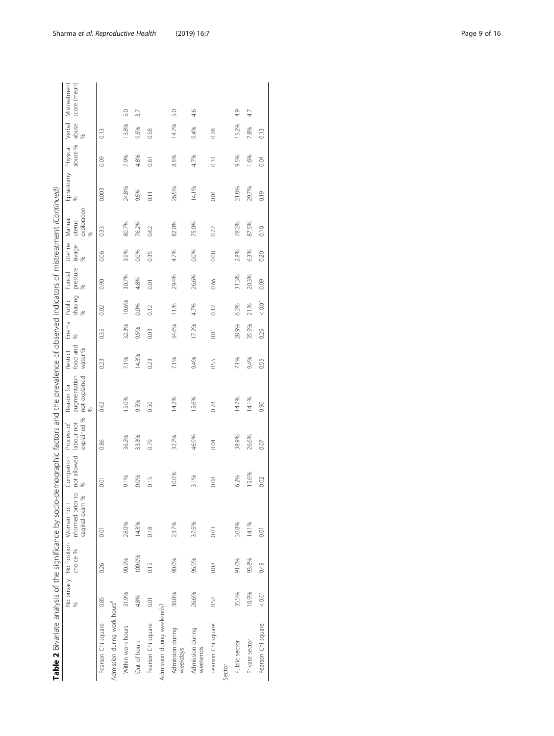**Table 2** Bivariate analysis of the significance by socio-demographic factors and the prevalence of observed indicators of mistreatment *(Continued)*

| | No privacy % | No Position choice % | Woman not informed prior to vaginal exam % | Companion not allowed % | Process of labour not explained % | Reason for augmentation not explained % | Restrict food and water % | Enema % | Public shaving % | Fundal pressure % | Uterine lavage % | Manual uterus exploration % | Episiotomy % | Physical abuse % | Verbal abuse % | Mistreatment score (mean) |
|---|---|---|---|---|---|---|---|---|---|---|---|---|---|---|---|---|
| Pearson Chi square | 0.85 | 0.26 | 0.01 | 0.01 | 0.86 | 0.62 | 0.23 | 0.35 | 0.02 | 0.90 | 0.06 | 0.33 | 0.003 | 0.09 | 0.13 | |
| Admission during work hours[#] | | | | | | | | | | | | | | | | |
| Within work hours | 31.9% | 90.9% | 28.0% | 9.1% | 36.2% | 15.0% | 7.1% | 32.3% | 10.6% | 30.7% | 3.9% | 80.7% | 24.8% | 7.9% | 13.8% | 5.0 |
| Out of hours | 4.8% | 100.0% | 14.3% | 0.0% | 33.3% | 9.5% | 14.3% | 9.5% | 0.0% | 4.8% | 0.0% | 76.2% | 9.5% | 4.8% | 9.5% | 3.7 |
| Pearson Chi square | 0.01 | 0.15 | 0.18 | 0.15 | 0.79 | 0.50 | 0.23 | 0.03 | 0.12 | 0.01 | 0.35 | 0.62 | 0.11 | 0.61 | 0.58 | |
| Admission during weekends? | | | | | | | | | | | | | | | | |
| Admission during weekdays | 30.8% | 90.0% | 23.7% | 10.0% | 32.7% | 14.2% | 7.1% | 34.6% | 11% | 29.4% | 4.7% | 82.0% | 26.5% | 8.5% | 14.7% | 5.0 |
| Admission during weekends. | 26.6% | 96.9% | 37.5% | 3.1% | 46.9% | 15.6% | 9.4% | 17.2% | 4.7% | 26.6% | 0.0% | 75.0% | 14.1% | 4.7% | 9.4% | 4.6 |
| Pearson Chi square | 0.52 | 0.08 | 0.03 | 0.08 | 0.04 | 0.78 | 0.55 | 0.01 | 0.12 | 0.66 | 0.08 | 0.22 | 0.04 | 0.31 | 0.28 | |
| Sector | | | | | | | | | | | | | | | | |
| Public sector | 35.5% | 91.0% | 30.8% | 6.2% | 38.9% | 14.7% | 7.1% | 28.9% | 6.2% | 31.3% | 2.8% | 78.2% | 21.8% | 9.5% | 15.2% | 4.9 |
| Private sector | 10.9% | 93.8% | 14.1% | 15.6% | 26.6% | 14.1% | 9.4% | 35.9% | 21% | 20.3% | 6.3% | 87.5% | 29.7% | 1.6% | 7.8% | 4.7 |
| Pearson Chi square | < 0.01 | 0.49 | 0.01 | 0.02 | 0.07 | 0.90 | 0.55 | 0.29 | < 0.01 | 0.09 | 0.20 | 0.10 | 0.19 | 0.04 | 0.13 | |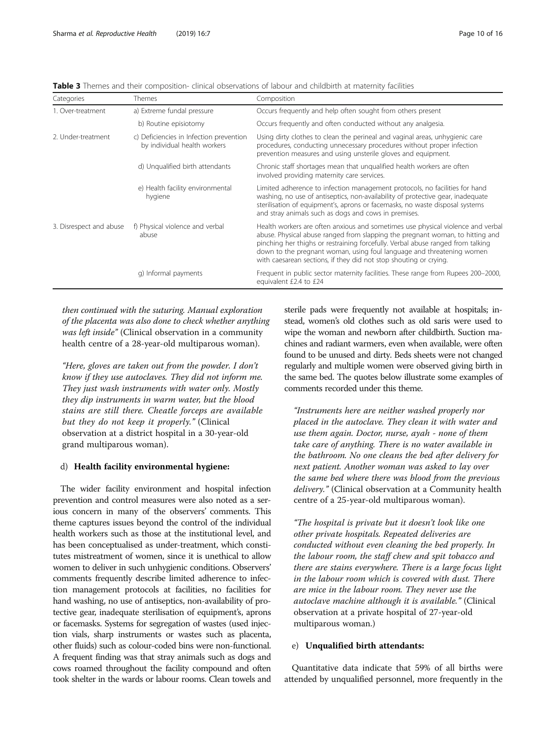**Table 3** Themes and their composition- clinical observations of labour and childbirth at maternity facilities

| Categories | Themes | Composition |
| --- | --- | --- |
| 1. Over-treatment | a) Extreme fundal pressure | Occurs frequently and help often sought from others present |
| | b) Routine episiotomy | Occurs frequently and often conducted without any analgesia. |
| 2. Under-treatment | c) Deficiencies in Infection prevention by individual health workers | Using dirty clothes to clean the perineal and vaginal areas, unhygienic care procedures, conducting unnecessary procedures without proper infection prevention measures and using unsterile gloves and equipment. |
| | d) Unqualified birth attendants | Chronic staff shortages mean that unqualified health workers are often involved providing maternity care services. |
| | e) Health facility environmental hygiene | Limited adherence to infection management protocols, no facilities for hand washing, no use of antiseptics, non-availability of protective gear, inadequate sterilisation of equipment's, aprons or facemasks, no waste disposal systems and stray animals such as dogs and cows in premises. |
| 3. Disrespect and abuse | f) Physical violence and verbal abuse | Health workers are often anxious and sometimes use physical violence and verbal abuse. Physical abuse ranged from slapping the pregnant woman, to hitting and pinching her thighs or restraining forcefully. Verbal abuse ranged from talking down to the pregnant woman, using foul language and threatening women with caesarean sections, if they did not stop shouting or crying. |
| | g) Informal payments | Frequent in public sector maternity facilities. These range from Rupees 200–2000, equivalent £2.4 to £24 |

*then continued with the suturing. Manual exploration of the placenta was also done to check whether anything was left inside"* (Clinical observation in a community health centre of a 28-year-old multiparous woman).

*"Here, gloves are taken out from the powder. I don't know if they use autoclaves. They did not inform me. They just wash instruments with water only. Mostly they dip instruments in warm water, but the blood stains are still there. Cheatle forceps are available but they do not keep it properly."* (Clinical observation at a district hospital in a 30-year-old grand multiparous woman).

d) **Health facility environmental hygiene:**

The wider facility environment and hospital infection prevention and control measures were also noted as a serious concern in many of the observers' comments. This theme captures issues beyond the control of the individual health workers such as those at the institutional level, and has been conceptualised as under-treatment, which constitutes mistreatment of women, since it is unethical to allow women to deliver in such unhygienic conditions. Observers' comments frequently describe limited adherence to infection management protocols at facilities, no facilities for hand washing, no use of antiseptics, non-availability of protective gear, inadequate sterilisation of equipment's, aprons or facemasks. Systems for segregation of wastes (used injection vials, sharp instruments or wastes such as placenta, other fluids) such as colour-coded bins were non-functional. A frequent finding was that stray animals such as dogs and cows roamed throughout the facility compound and often took shelter in the wards or labour rooms. Clean towels and sterile pads were frequently not available at hospitals; instead, women's old clothes such as old saris were used to wipe the woman and newborn after childbirth. Suction machines and radiant warmers, even when available, were often found to be unused and dirty. Beds sheets were not changed regularly and multiple women were observed giving birth in the same bed. The quotes below illustrate some examples of comments recorded under this theme.

*"Instruments here are neither washed properly nor placed in the autoclave. They clean it with water and use them again. Doctor, nurse, ayah - none of them take care of anything. There is no water available in the bathroom. No one cleans the bed after delivery for next patient. Another woman was asked to lay over the same bed where there was blood from the previous delivery."* (Clinical observation at a Community health centre of a 25-year-old multiparous woman).

*"The hospital is private but it doesn't look like one other private hospitals. Repeated deliveries are conducted without even cleaning the bed properly. In the labour room, the staff chew and spit tobacco and there are stains everywhere. There is a large focus light in the labour room which is covered with dust. There are mice in the labour room. They never use the autoclave machine although it is available."* (Clinical observation at a private hospital of 27-year-old multiparous woman.)

e) **Unqualified birth attendants:**

Quantitative data indicate that 59% of all births were attended by unqualified personnel, more frequently in the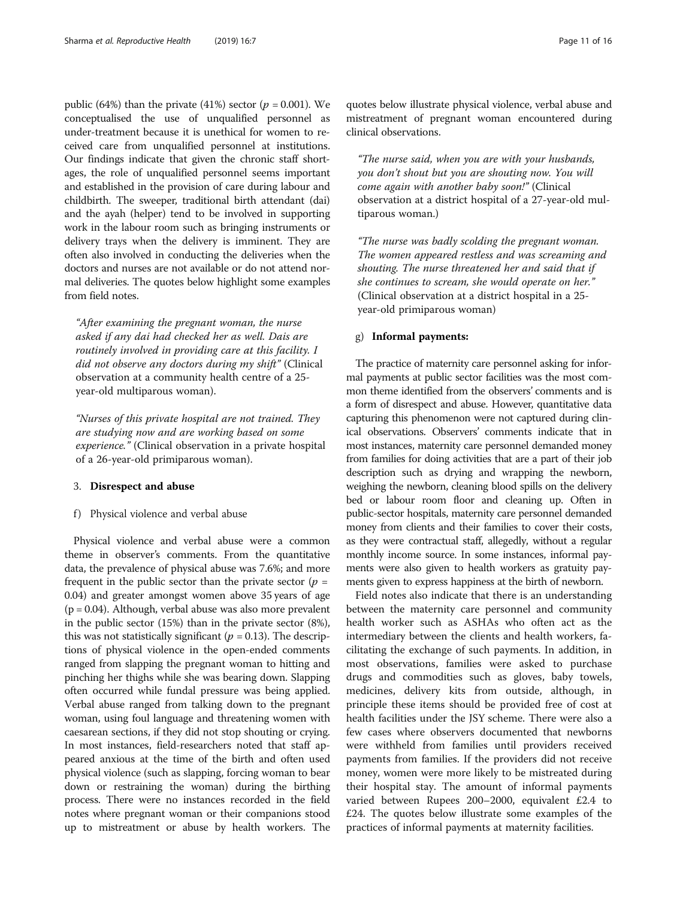public (64%) than the private (41%) sector ($p = 0.001$). We conceptualised the use of unqualified personnel as under-treatment because it is unethical for women to received care from unqualified personnel at institutions. Our findings indicate that given the chronic staff shortages, the role of unqualified personnel seems important and established in the provision of care during labour and childbirth. The sweeper, traditional birth attendant (dai) and the ayah (helper) tend to be involved in supporting work in the labour room such as bringing instruments or delivery trays when the delivery is imminent. They are often also involved in conducting the deliveries when the doctors and nurses are not available or do not attend normal deliveries. The quotes below highlight some examples from field notes.

> *"After examining the pregnant woman, the nurse asked if any dai had checked her as well. Dais are routinely involved in providing care at this facility. I did not observe any doctors during my shift"* (Clinical observation at a community health centre of a 25-year-old multiparous woman).

> *"Nurses of this private hospital are not trained. They are studying now and are working based on some experience."* (Clinical observation in a private hospital of a 26-year-old primiparous woman).

3. **Disrespect and abuse**

f) Physical violence and verbal abuse

Physical violence and verbal abuse were a common theme in observer's comments. From the quantitative data, the prevalence of physical abuse was 7.6%; and more frequent in the public sector than the private sector ($p = 0.04$) and greater amongst women above 35 years of age ($p = 0.04$). Although, verbal abuse was also more prevalent in the public sector (15%) than in the private sector (8%), this was not statistically significant ($p = 0.13$). The descriptions of physical violence in the open-ended comments ranged from slapping the pregnant woman to hitting and pinching her thighs while she was bearing down. Slapping often occurred while fundal pressure was being applied. Verbal abuse ranged from talking down to the pregnant woman, using foul language and threatening women with caesarean sections, if they did not stop shouting or crying. In most instances, field-researchers noted that staff appeared anxious at the time of the birth and often used physical violence (such as slapping, forcing woman to bear down or restraining the woman) during the birthing process. There were no instances recorded in the field notes where pregnant woman or their companions stood up to mistreatment or abuse by health workers. The quotes below illustrate physical violence, verbal abuse and mistreatment of pregnant woman encountered during clinical observations.

> *"The nurse said, when you are with your husbands, you don't shout but you are shouting now. You will come again with another baby soon!"* (Clinical observation at a district hospital of a 27-year-old multiparous woman.)

> *"The nurse was badly scolding the pregnant woman. The women appeared restless and was screaming and shouting. The nurse threatened her and said that if she continues to scream, she would operate on her."* (Clinical observation at a district hospital in a 25-year-old primiparous woman)

g) **Informal payments:**

The practice of maternity care personnel asking for informal payments at public sector facilities was the most common theme identified from the observers' comments and is a form of disrespect and abuse. However, quantitative data capturing this phenomenon were not captured during clinical observations. Observers' comments indicate that in most instances, maternity care personnel demanded money from families for doing activities that are a part of their job description such as drying and wrapping the newborn, weighing the newborn, cleaning blood spills on the delivery bed or labour room floor and cleaning up. Often in public-sector hospitals, maternity care personnel demanded money from clients and their families to cover their costs, as they were contractual staff, allegedly, without a regular monthly income source. In some instances, informal payments were also given to health workers as gratuity payments given to express happiness at the birth of newborn.

Field notes also indicate that there is an understanding between the maternity care personnel and community health worker such as ASHAs who often act as the intermediary between the clients and health workers, facilitating the exchange of such payments. In addition, in most observations, families were asked to purchase drugs and commodities such as gloves, baby towels, medicines, delivery kits from outside, although, in principle these items should be provided free of cost at health facilities under the JSY scheme. There were also a few cases where observers documented that newborns were withheld from families until providers received payments from families. If the providers did not receive money, women were more likely to be mistreated during their hospital stay. The amount of informal payments varied between Rupees 200–2000, equivalent £2.4 to £24. The quotes below illustrate some examples of the practices of informal payments at maternity facilities.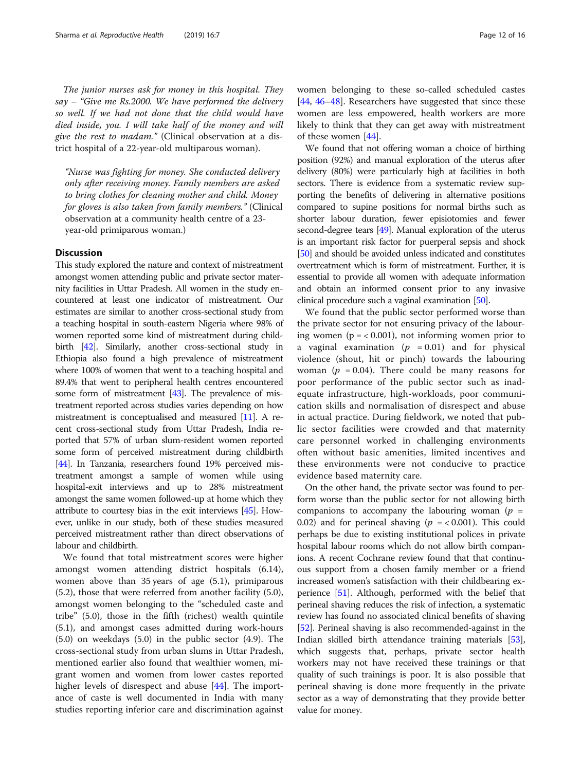*The junior nurses ask for money in this hospital. They say – "Give me Rs.2000. We have performed the delivery so well. If we had not done that the child would have died inside, you. I will take half of the money and will give the rest to madam."* (Clinical observation at a district hospital of a 22-year-old multiparous woman).

*"Nurse was fighting for money. She conducted delivery only after receiving money. Family members are asked to bring clothes for cleaning mother and child. Money for gloves is also taken from family members."* (Clinical observation at a community health centre of a 23-year-old primiparous woman.)

## Discussion

This study explored the nature and context of mistreatment amongst women attending public and private sector maternity facilities in Uttar Pradesh. All women in the study encountered at least one indicator of mistreatment. Our estimates are similar to another cross-sectional study from a teaching hospital in south-eastern Nigeria where 98% of women reported some kind of mistreatment during childbirth [42]. Similarly, another cross-sectional study in Ethiopia also found a high prevalence of mistreatment where 100% of women that went to a teaching hospital and 89.4% that went to peripheral health centres encountered some form of mistreatment [43]. The prevalence of mistreatment reported across studies varies depending on how mistreatment is conceptualised and measured [11]. A recent cross-sectional study from Uttar Pradesh, India reported that 57% of urban slum-resident women reported some form of perceived mistreatment during childbirth [44]. In Tanzania, researchers found 19% perceived mistreatment amongst a sample of women while using hospital-exit interviews and up to 28% mistreatment amongst the same women followed-up at home which they attribute to courtesy bias in the exit interviews [45]. However, unlike in our study, both of these studies measured perceived mistreatment rather than direct observations of labour and childbirth.

We found that total mistreatment scores were higher amongst women attending district hospitals (6.14), women above than 35 years of age (5.1), primiparous (5.2), those that were referred from another facility (5.0), amongst women belonging to the "scheduled caste and tribe" (5.0), those in the fifth (richest) wealth quintile (5.1), and amongst cases admitted during work-hours (5.0) on weekdays (5.0) in the public sector (4.9). The cross-sectional study from urban slums in Uttar Pradesh, mentioned earlier also found that wealthier women, migrant women and women from lower castes reported higher levels of disrespect and abuse [44]. The importance of caste is well documented in India with many studies reporting inferior care and discrimination against women belonging to these so-called scheduled castes [44, 46–48]. Researchers have suggested that since these women are less empowered, health workers are more likely to think that they can get away with mistreatment of these women [44].

We found that not offering woman a choice of birthing position (92%) and manual exploration of the uterus after delivery (80%) were particularly high at facilities in both sectors. There is evidence from a systematic review supporting the benefits of delivering in alternative positions compared to supine positions for normal births such as shorter labour duration, fewer episiotomies and fewer second-degree tears [49]. Manual exploration of the uterus is an important risk factor for puerperal sepsis and shock [50] and should be avoided unless indicated and constitutes overtreatment which is form of mistreatment. Further, it is essential to provide all women with adequate information and obtain an informed consent prior to any invasive clinical procedure such a vaginal examination [50].

We found that the public sector performed worse than the private sector for not ensuring privacy of the labouring women ($p = < 0.001$), not informing women prior to a vaginal examination ($p = 0.01$) and for physical violence (shout, hit or pinch) towards the labouring woman ($p = 0.04$). There could be many reasons for poor performance of the public sector such as inadequate infrastructure, high-workloads, poor communication skills and normalisation of disrespect and abuse in actual practice. During fieldwork, we noted that public sector facilities were crowded and that maternity care personnel worked in challenging environments often without basic amenities, limited incentives and these environments were not conducive to practice evidence based maternity care.

On the other hand, the private sector was found to perform worse than the public sector for not allowing birth companions to accompany the labouring woman ($p = 0.02$) and for perineal shaving ($p = < 0.001$). This could perhaps be due to existing institutional polices in private hospital labour rooms which do not allow birth companions. A recent Cochrane review found that that continuous support from a chosen family member or a friend increased women's satisfaction with their childbearing experience [51]. Although, performed with the belief that perineal shaving reduces the risk of infection, a systematic review has found no associated clinical benefits of shaving [52]. Perineal shaving is also recommended-against in the Indian skilled birth attendance training materials [53], which suggests that, perhaps, private sector health workers may not have received these trainings or that quality of such trainings is poor. It is also possible that perineal shaving is done more frequently in the private sector as a way of demonstrating that they provide better value for money.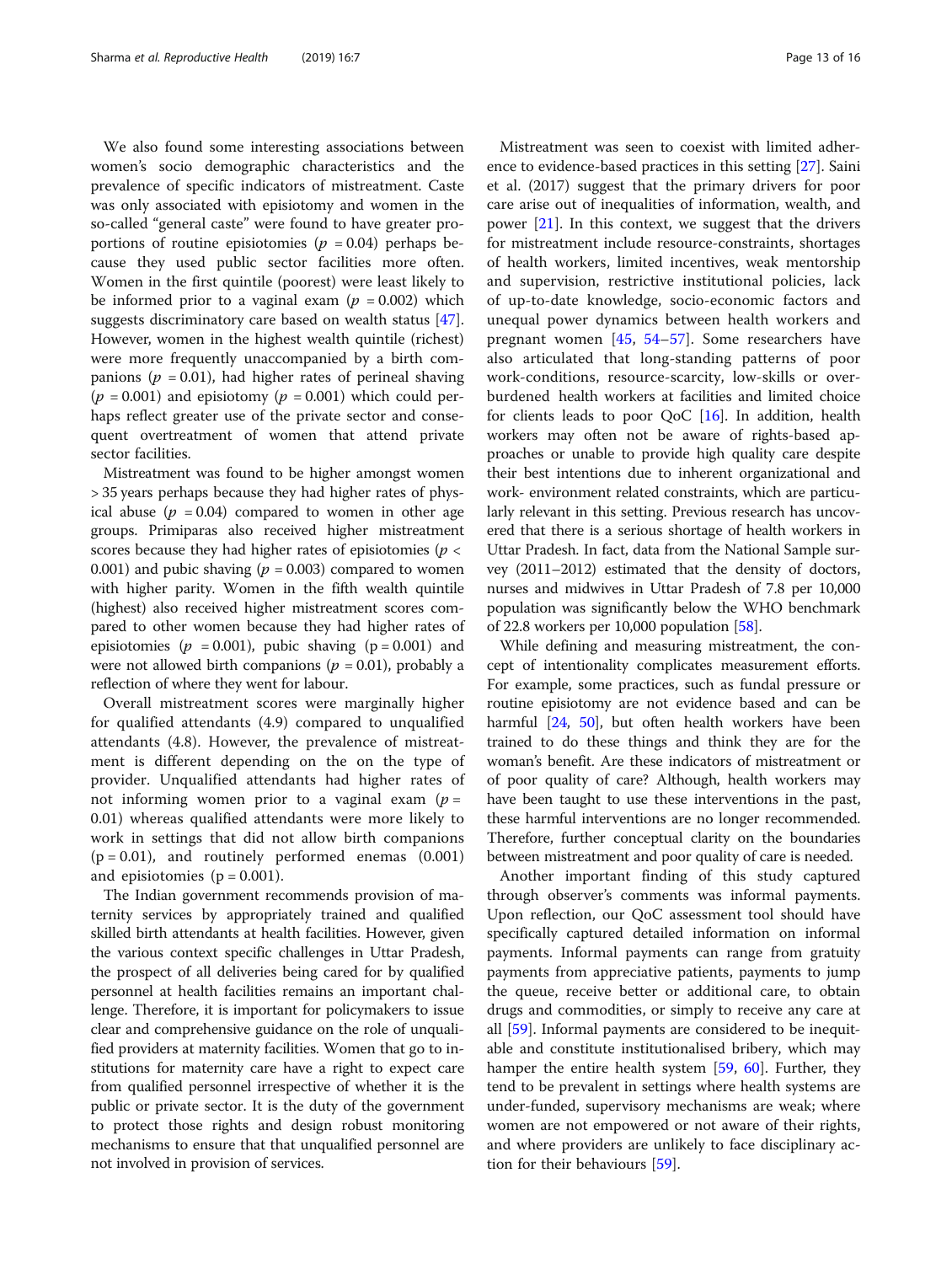We also found some interesting associations between women's socio demographic characteristics and the prevalence of specific indicators of mistreatment. Caste was only associated with episiotomy and women in the so-called "general caste" were found to have greater proportions of routine episiotomies ($p = 0.04$) perhaps because they used public sector facilities more often. Women in the first quintile (poorest) were least likely to be informed prior to a vaginal exam ($p = 0.002$) which suggests discriminatory care based on wealth status [47]. However, women in the highest wealth quintile (richest) were more frequently unaccompanied by a birth companions ($p = 0.01$), had higher rates of perineal shaving ($p = 0.001$) and episiotomy ($p = 0.001$) which could perhaps reflect greater use of the private sector and consequent overtreatment of women that attend private sector facilities.

Mistreatment was found to be higher amongst women > 35 years perhaps because they had higher rates of physical abuse ($p = 0.04$) compared to women in other age groups. Primiparas also received higher mistreatment scores because they had higher rates of episiotomies ($p < 0.001$) and pubic shaving ($p = 0.003$) compared to women with higher parity. Women in the fifth wealth quintile (highest) also received higher mistreatment scores compared to other women because they had higher rates of episiotomies ($p = 0.001$), pubic shaving ($p = 0.001$) and were not allowed birth companions ($p = 0.01$), probably a reflection of where they went for labour.

Overall mistreatment scores were marginally higher for qualified attendants (4.9) compared to unqualified attendants (4.8). However, the prevalence of mistreatment is different depending on the on the type of provider. Unqualified attendants had higher rates of not informing women prior to a vaginal exam ($p = 0.01$) whereas qualified attendants were more likely to work in settings that did not allow birth companions ($p = 0.01$), and routinely performed enemas (0.001) and episiotomies ($p = 0.001$).

The Indian government recommends provision of maternity services by appropriately trained and qualified skilled birth attendants at health facilities. However, given the various context specific challenges in Uttar Pradesh, the prospect of all deliveries being cared for by qualified personnel at health facilities remains an important challenge. Therefore, it is important for policymakers to issue clear and comprehensive guidance on the role of unqualified providers at maternity facilities. Women that go to institutions for maternity care have a right to expect care from qualified personnel irrespective of whether it is the public or private sector. It is the duty of the government to protect those rights and design robust monitoring mechanisms to ensure that that unqualified personnel are not involved in provision of services.

Mistreatment was seen to coexist with limited adherence to evidence-based practices in this setting [27]. Saini et al. (2017) suggest that the primary drivers for poor care arise out of inequalities of information, wealth, and power [21]. In this context, we suggest that the drivers for mistreatment include resource-constraints, shortages of health workers, limited incentives, weak mentorship and supervision, restrictive institutional policies, lack of up-to-date knowledge, socio-economic factors and unequal power dynamics between health workers and pregnant women [45, 54–57]. Some researchers have also articulated that long-standing patterns of poor work-conditions, resource-scarcity, low-skills or overburdened health workers at facilities and limited choice for clients leads to poor QoC [16]. In addition, health workers may often not be aware of rights-based approaches or unable to provide high quality care despite their best intentions due to inherent organizational and work- environment related constraints, which are particularly relevant in this setting. Previous research has uncovered that there is a serious shortage of health workers in Uttar Pradesh. In fact, data from the National Sample survey (2011–2012) estimated that the density of doctors, nurses and midwives in Uttar Pradesh of 7.8 per 10,000 population was significantly below the WHO benchmark of 22.8 workers per 10,000 population [58].

While defining and measuring mistreatment, the concept of intentionality complicates measurement efforts. For example, some practices, such as fundal pressure or routine episiotomy are not evidence based and can be harmful [24, 50], but often health workers have been trained to do these things and think they are for the woman's benefit. Are these indicators of mistreatment or of poor quality of care? Although, health workers may have been taught to use these interventions in the past, these harmful interventions are no longer recommended. Therefore, further conceptual clarity on the boundaries between mistreatment and poor quality of care is needed.

Another important finding of this study captured through observer's comments was informal payments. Upon reflection, our QoC assessment tool should have specifically captured detailed information on informal payments. Informal payments can range from gratuity payments from appreciative patients, payments to jump the queue, receive better or additional care, to obtain drugs and commodities, or simply to receive any care at all [59]. Informal payments are considered to be inequitable and constitute institutionalised bribery, which may hamper the entire health system [59, 60]. Further, they tend to be prevalent in settings where health systems are under-funded, supervisory mechanisms are weak; where women are not empowered or not aware of their rights, and where providers are unlikely to face disciplinary action for their behaviours [59].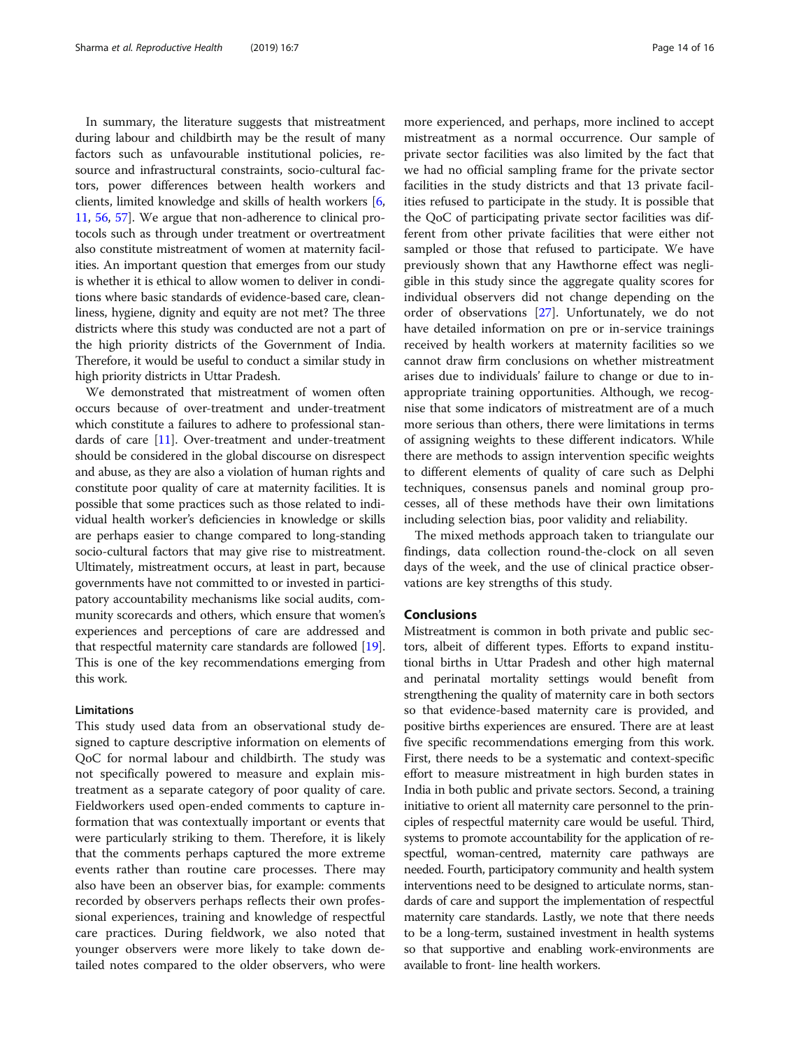In summary, the literature suggests that mistreatment during labour and childbirth may be the result of many factors such as unfavourable institutional policies, resource and infrastructural constraints, socio-cultural factors, power differences between health workers and clients, limited knowledge and skills of health workers [6, 11, 56, 57]. We argue that non-adherence to clinical protocols such as through under treatment or overtreatment also constitute mistreatment of women at maternity facilities. An important question that emerges from our study is whether it is ethical to allow women to deliver in conditions where basic standards of evidence-based care, cleanliness, hygiene, dignity and equity are not met? The three districts where this study was conducted are not a part of the high priority districts of the Government of India. Therefore, it would be useful to conduct a similar study in high priority districts in Uttar Pradesh.

We demonstrated that mistreatment of women often occurs because of over-treatment and under-treatment which constitute a failures to adhere to professional standards of care [11]. Over-treatment and under-treatment should be considered in the global discourse on disrespect and abuse, as they are also a violation of human rights and constitute poor quality of care at maternity facilities. It is possible that some practices such as those related to individual health worker's deficiencies in knowledge or skills are perhaps easier to change compared to long-standing socio-cultural factors that may give rise to mistreatment. Ultimately, mistreatment occurs, at least in part, because governments have not committed to or invested in participatory accountability mechanisms like social audits, community scorecards and others, which ensure that women's experiences and perceptions of care are addressed and that respectful maternity care standards are followed [19]. This is one of the key recommendations emerging from this work.

### Limitations

This study used data from an observational study designed to capture descriptive information on elements of QoC for normal labour and childbirth. The study was not specifically powered to measure and explain mistreatment as a separate category of poor quality of care. Fieldworkers used open-ended comments to capture information that was contextually important or events that were particularly striking to them. Therefore, it is likely that the comments perhaps captured the more extreme events rather than routine care processes. There may also have been an observer bias, for example: comments recorded by observers perhaps reflects their own professional experiences, training and knowledge of respectful care practices. During fieldwork, we also noted that younger observers were more likely to take down detailed notes compared to the older observers, who were more experienced, and perhaps, more inclined to accept mistreatment as a normal occurrence. Our sample of private sector facilities was also limited by the fact that we had no official sampling frame for the private sector facilities in the study districts and that 13 private facilities refused to participate in the study. It is possible that the QoC of participating private sector facilities was different from other private facilities that were either not sampled or those that refused to participate. We have previously shown that any Hawthorne effect was negligible in this study since the aggregate quality scores for individual observers did not change depending on the order of observations [27]. Unfortunately, we do not have detailed information on pre or in-service trainings received by health workers at maternity facilities so we cannot draw firm conclusions on whether mistreatment arises due to individuals' failure to change or due to inappropriate training opportunities. Although, we recognise that some indicators of mistreatment are of a much more serious than others, there were limitations in terms of assigning weights to these different indicators. While there are methods to assign intervention specific weights to different elements of quality of care such as Delphi techniques, consensus panels and nominal group processes, all of these methods have their own limitations including selection bias, poor validity and reliability.

The mixed methods approach taken to triangulate our findings, data collection round-the-clock on all seven days of the week, and the use of clinical practice observations are key strengths of this study.

## Conclusions

Mistreatment is common in both private and public sectors, albeit of different types. Efforts to expand institutional births in Uttar Pradesh and other high maternal and perinatal mortality settings would benefit from strengthening the quality of maternity care in both sectors so that evidence-based maternity care is provided, and positive births experiences are ensured. There are at least five specific recommendations emerging from this work. First, there needs to be a systematic and context-specific effort to measure mistreatment in high burden states in India in both public and private sectors. Second, a training initiative to orient all maternity care personnel to the principles of respectful maternity care would be useful. Third, systems to promote accountability for the application of respectful, woman-centred, maternity care pathways are needed. Fourth, participatory community and health system interventions need to be designed to articulate norms, standards of care and support the implementation of respectful maternity care standards. Lastly, we note that there needs to be a long-term, sustained investment in health systems so that supportive and enabling work-environments are available to front- line health workers.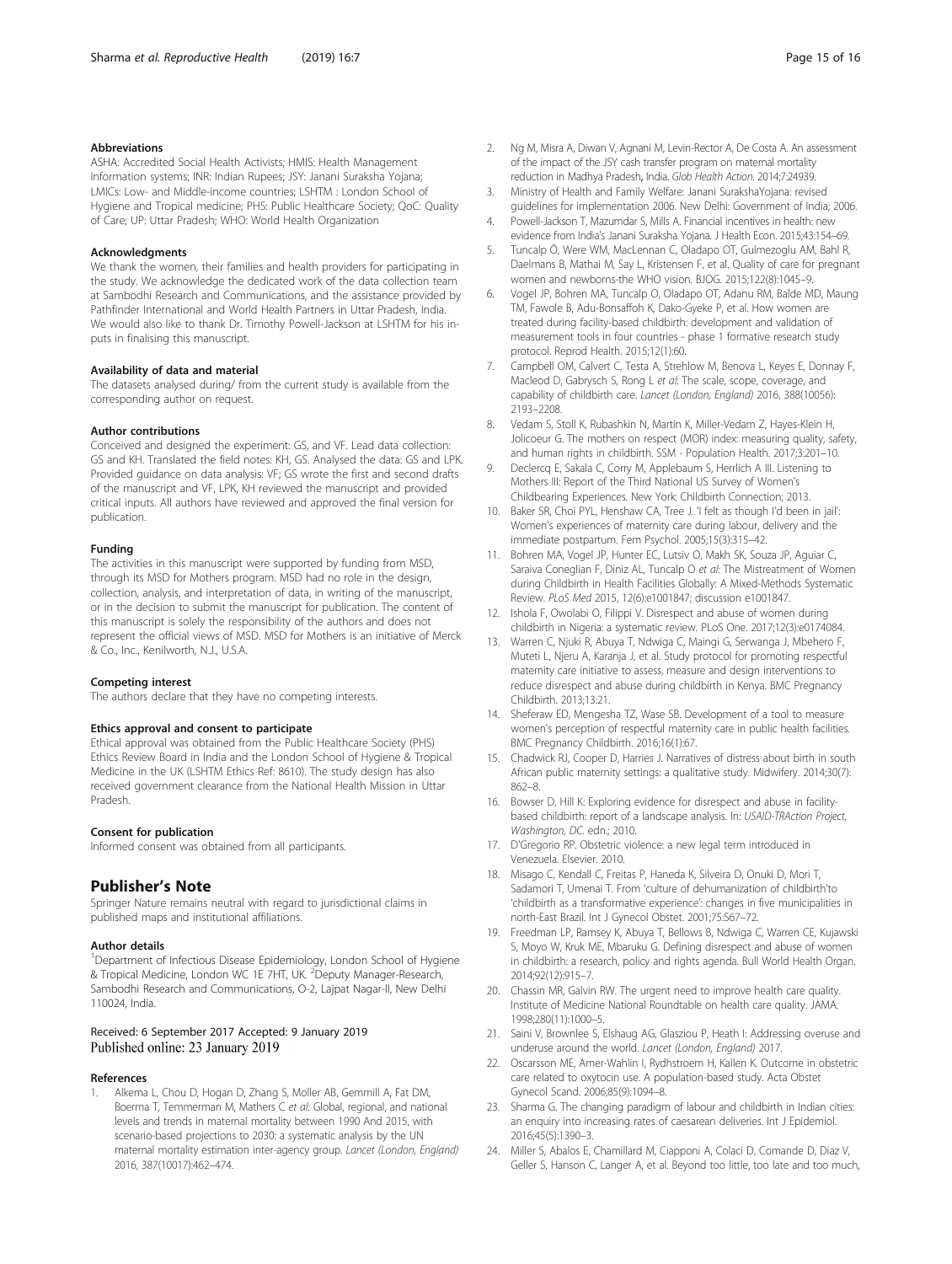### Abbreviations

ASHA: Accredited Social Health Activists; HMIS: Health Management Information systems; INR: Indian Rupees; JSY: Janani Suraksha Yojana; LMICs: Low- and Middle-income countries; LSHTM : London School of Hygiene and Tropical medicine; PHS: Public Healthcare Society; QoC: Quality of Care; UP: Uttar Pradesh; WHO: World Health Organization

### Acknowledgments

We thank the women, their families and health providers for participating in the study. We acknowledge the dedicated work of the data collection team at Sambodhi Research and Communications, and the assistance provided by Pathfinder International and World Health Partners in Uttar Pradesh, India. We would also like to thank Dr. Timothy Powell-Jackson at LSHTM for his inputs in finalising this manuscript.

### Availability of data and material

The datasets analysed during/ from the current study is available from the corresponding author on request.

### Author contributions

Conceived and designed the experiment: GS, and VF. Lead data collection: GS and KH. Translated the field notes: KH, GS. Analysed the data: GS and LPK. Provided guidance on data analysis: VF; GS wrote the first and second drafts of the manuscript and VF, LPK, KH reviewed the manuscript and provided critical inputs. All authors have reviewed and approved the final version for publication.

### Funding

The activities in this manuscript were supported by funding from MSD, through its MSD for Mothers program. MSD had no role in the design, collection, analysis, and interpretation of data, in writing of the manuscript, or in the decision to submit the manuscript for publication. The content of this manuscript is solely the responsibility of the authors and does not represent the official views of MSD. MSD for Mothers is an initiative of Merck & Co., Inc., Kenilworth, N.J., U.S.A.

### Competing interest

The authors declare that they have no competing interests.

### Ethics approval and consent to participate

Ethical approval was obtained from the Public Healthcare Society (PHS) Ethics Review Board in India and the London School of Hygiene & Tropical Medicine in the UK (LSHTM Ethics Ref: 8610). The study design has also received government clearance from the National Health Mission in Uttar Pradesh.

### Consent for publication

Informed consent was obtained from all participants.

## Publisher's Note

Springer Nature remains neutral with regard to jurisdictional claims in published maps and institutional affiliations.

### Author details

[1]Department of Infectious Disease Epidemiology, London School of Hygiene & Tropical Medicine, London WC 1E 7HT, UK. [2]Deputy Manager-Research, Sambodhi Research and Communications, O-2, Lajpat Nagar-II, New Delhi 110024, India.

Received: 6 September 2017 Accepted: 9 January 2019
Published online: 23 January 2019

### References

1. Alkema L, Chou D, Hogan D, Zhang S, Moller AB, Gemmill A, Fat DM, Boerma T, Temmerman M, Mathers C *et al*: Global, regional, and national levels and trends in maternal mortality between 1990 And 2015, with scenario-based projections to 2030: a systematic analysis by the UN maternal mortality estimation inter-agency group. *Lancet (London, England)* 2016, 387(10017):462–474.
2. Ng M, Misra A, Diwan V, Agnani M, Levin-Rector A, De Costa A. An assessment of the impact of the JSY cash transfer program on maternal mortality reduction in Madhya Pradesh, India. *Glob Health Action.* 2014;7:24939.
3. Ministry of Health and Family Welfare: Janani SurakshaYojana: revised guidelines for implementation 2006. New Delhi: Government of India; 2006.
4. Powell-Jackson T, Mazumdar S, Mills A. Financial incentives in health: new evidence from India's Janani Suraksha Yojana. J Health Econ. 2015;43:154–69.
5. Tuncalp Ö, Were WM, MacLennan C, Oladapo OT, Gulmezoglu AM, Bahl R, Daelmans B, Mathai M, Say L, Kristensen F, et al. Quality of care for pregnant women and newborns-the WHO vision. BJOG. 2015;122(8):1045–9.
6. Vogel JP, Bohren MA, Tuncalp O, Oladapo OT, Adanu RM, Balde MD, Maung TM, Fawole B, Adu-Bonsaffoh K, Dako-Gyeke P, et al. How women are treated during facility-based childbirth: development and validation of measurement tools in four countries - phase 1 formative research study protocol. Reprod Health. 2015;12(1):60.
7. Campbell OM, Calvert C, Testa A, Strehlow M, Benova L, Keyes E, Donnay F, Macleod D, Gabrysch S, Rong L *et al*: The scale, scope, coverage, and capability of childbirth care. *Lancet (London, England)* 2016, 388(10056): 2193–2208.
8. Vedam S, Stoll K, Rubashkin N, Martin K, Miller-Vedam Z, Hayes-Klein H, Jolicoeur G. The mothers on respect (MOR) index: measuring quality, safety, and human rights in childbirth. SSM - Population Health. 2017;3:201–10.
9. Declercq E, Sakala C, Corry M, Applebaum S, Herrlich A III. Listening to Mothers III: Report of the Third National US Survey of Women's Childbearing Experiences. New York: Childbirth Connection; 2013.
10. Baker SR, Choi PYL, Henshaw CA, Tree J. 'I felt as though I'd been in jail': Women's experiences of maternity care during labour, delivery and the immediate postpartum. Fem Psychol. 2005;15(3):315–42.
11. Bohren MA, Vogel JP, Hunter EC, Lutsiv O, Makh SK, Souza JP, Aguiar C, Saraiva Coneglian F, Diniz AL, Tuncalp O *et al*: The Mistreatment of Women during Childbirth in Health Facilities Globally: A Mixed-Methods Systematic Review. *PLoS Med* 2015, 12(6):e1001847; discussion e1001847.
12. Ishola F, Owolabi O, Filippi V. Disrespect and abuse of women during childbirth in Nigeria: a systematic review. PLoS One. 2017;12(3):e0174084.
13. Warren C, Njuki R, Abuya T, Ndwiga C, Maingi G, Serwanga J, Mbehero F, Muteti L, Njeru A, Karanja J, et al. Study protocol for promoting respectful maternity care initiative to assess, measure and design interventions to reduce disrespect and abuse during childbirth in Kenya. BMC Pregnancy Childbirth. 2013;13:21.
14. Sheferaw ED, Mengesha TZ, Wase SB. Development of a tool to measure women's perception of respectful maternity care in public health facilities. BMC Pregnancy Childbirth. 2016;16(1):67.
15. Chadwick RJ, Cooper D, Harries J. Narratives of distress about birth in south African public maternity settings: a qualitative study. Midwifery. 2014;30(7): 862–8.
16. Bowser D, Hill K: Exploring evidence for disrespect and abuse in facility-based childbirth: report of a landscape analysis. In: *USAID-TRAction Project, Washington, DC.* edn.; 2010.
17. D'Gregorio RP. Obstetric violence: a new legal term introduced in Venezuela. Elsevier. 2010.
18. Misago C, Kendall C, Freitas P, Haneda K, Silveira D, Onuki D, Mori T, Sadamori T, Umenai T. From 'culture of dehumanization of childbirth'to 'childbirth as a transformative experience': changes in five municipalities in north-East Brazil. Int J Gynecol Obstet. 2001;75:S67–72.
19. Freedman LP, Ramsey K, Abuya T, Bellows B, Ndwiga C, Warren CE, Kujawski S, Moyo W, Kruk ME, Mbaruku G. Defining disrespect and abuse of women in childbirth: a research, policy and rights agenda. Bull World Health Organ. 2014;92(12):915–7.
20. Chassin MR, Galvin RW. The urgent need to improve health care quality. Institute of Medicine National Roundtable on health care quality. JAMA. 1998;280(11):1000–5.
21. Saini V, Brownlee S, Elshaug AG, Glasziou P, Heath I: Addressing overuse and underuse around the world. *Lancet (London, England)* 2017.
22. Oscarsson ME, Amer-Wahlin I, Rydhstroem H, Kallen K. Outcome in obstetric care related to oxytocin use. A population-based study. Acta Obstet Gynecol Scand. 2006;85(9):1094–8.
23. Sharma G. The changing paradigm of labour and childbirth in Indian cities: an enquiry into increasing rates of caesarean deliveries. Int J Epidemiol. 2016;45(5):1390–3.
24. Miller S, Abalos E, Chamillard M, Ciapponi A, Colaci D, Comande D, Diaz V, Geller S, Hanson C, Langer A, et al. Beyond too little, too late and too much,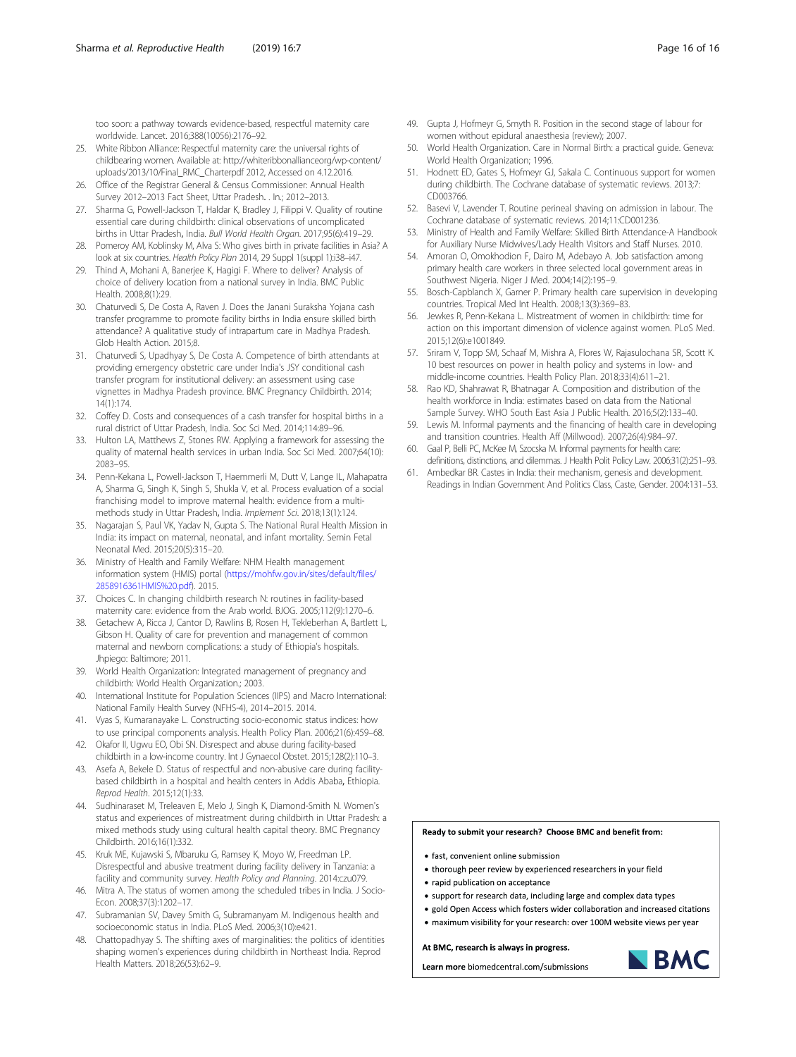too soon: a pathway towards evidence-based, respectful maternity care worldwide. Lancet. 2016;388(10056):2176–92.

25. White Ribbon Alliance: Respectful maternity care: the universal rights of childbearing women. Available at: http://whiteribbonallianceorg/wp-content/uploads/2013/10/Final_RMC_Charterpdf 2012, Accessed on 4.12.2016.
26. Office of the Registrar General & Census Commissioner: Annual Health Survey 2012–2013 Fact Sheet, Uttar Pradesh. . In.; 2012–2013.
27. Sharma G, Powell-Jackson T, Haldar K, Bradley J, Filippi V. Quality of routine essential care during childbirth: clinical observations of uncomplicated births in Uttar Pradesh, India. *Bull World Health Organ*. 2017;95(6):419–29.
28. Pomeroy AM, Koblinsky M, Alva S: Who gives birth in private facilities in Asia? A look at six countries. *Health Policy Plan* 2014, 29 Suppl 1(suppl 1):i38–i47.
29. Thind A, Mohani A, Banerjee K, Hagigi F. Where to deliver? Analysis of choice of delivery location from a national survey in India. BMC Public Health. 2008;8(1):29.
30. Chaturvedi S, De Costa A, Raven J. Does the Janani Suraksha Yojana cash transfer programme to promote facility births in India ensure skilled birth attendance? A qualitative study of intrapartum care in Madhya Pradesh. Glob Health Action. 2015;8.
31. Chaturvedi S, Upadhyay S, De Costa A. Competence of birth attendants at providing emergency obstetric care under India's JSY conditional cash transfer program for institutional delivery: an assessment using case vignettes in Madhya Pradesh province. BMC Pregnancy Childbirth. 2014; 14(1):174.
32. Coffey D. Costs and consequences of a cash transfer for hospital births in a rural district of Uttar Pradesh, India. Soc Sci Med. 2014;114:89–96.
33. Hulton LA, Matthews Z, Stones RW. Applying a framework for assessing the quality of maternal health services in urban India. Soc Sci Med. 2007;64(10): 2083–95.
34. Penn-Kekana L, Powell-Jackson T, Haemmerli M, Dutt V, Lange IL, Mahapatra A, Sharma G, Singh K, Singh S, Shukla V, et al. Process evaluation of a social franchising model to improve maternal health: evidence from a multi-methods study in Uttar Pradesh, India. *Implement Sci*. 2018;13(1):124.
35. Nagarajan S, Paul VK, Yadav N, Gupta S. The National Rural Health Mission in India: its impact on maternal, neonatal, and infant mortality. Semin Fetal Neonatal Med. 2015;20(5):315–20.
36. Ministry of Health and Family Welfare: NHM Health management information system (HMIS) portal (https://mohfw.gov.in/sites/default/files/2858916361HMIS%20.pdf). 2015.
37. Choices C. In changing childbirth research N: routines in facility-based maternity care: evidence from the Arab world. BJOG. 2005;112(9):1270–6.
38. Getachew A, Ricca J, Cantor D, Rawlins B, Rosen H, Tekleberhan A, Bartlett L, Gibson H. Quality of care for prevention and management of common maternal and newborn complications: a study of Ethiopia's hospitals. Jhpiego: Baltimore; 2011.
39. World Health Organization: Integrated management of pregnancy and childbirth: World Health Organization.; 2003.
40. International Institute for Population Sciences (IIPS) and Macro International: National Family Health Survey (NFHS-4), 2014–2015. 2014.
41. Vyas S, Kumaranayake L. Constructing socio-economic status indices: how to use principal components analysis. Health Policy Plan. 2006;21(6):459–68.
42. Okafor II, Ugwu EO, Obi SN. Disrespect and abuse during facility-based childbirth in a low-income country. Int J Gynaecol Obstet. 2015;128(2):110–3.
43. Asefa A, Bekele D. Status of respectful and non-abusive care during facility-based childbirth in a hospital and health centers in Addis Ababa, Ethiopia. *Reprod Health*. 2015;12(1):33.
44. Sudhinaraset M, Treleaven E, Melo J, Singh K, Diamond-Smith N. Women's status and experiences of mistreatment during childbirth in Uttar Pradesh: a mixed methods study using cultural health capital theory. BMC Pregnancy Childbirth. 2016;16(1):332.
45. Kruk ME, Kujawski S, Mbaruku G, Ramsey K, Moyo W, Freedman LP. Disrespectful and abusive treatment during facility delivery in Tanzania: a facility and community survey. *Health Policy and Planning*. 2014:czu079.
46. Mitra A. The status of women among the scheduled tribes in India. J Socio-Econ. 2008;37(3):1202–17.
47. Subramanian SV, Davey Smith G, Subramanyam M. Indigenous health and socioeconomic status in India. PLoS Med. 2006;3(10):e421.
48. Chattopadhyay S. The shifting axes of marginalities: the politics of identities shaping women's experiences during childbirth in Northeast India. Reprod Health Matters. 2018;26(53):62–9.
49. Gupta J, Hofmeyr G, Smyth R. Position in the second stage of labour for women without epidural anaesthesia (review); 2007.
50. World Health Organization. Care in Normal Birth: a practical guide. Geneva: World Health Organization; 1996.
51. Hodnett ED, Gates S, Hofmeyr GJ, Sakala C. Continuous support for women during childbirth. The Cochrane database of systematic reviews. 2013;7: CD003766.
52. Basevi V, Lavender T. Routine perineal shaving on admission in labour. The Cochrane database of systematic reviews. 2014;11:CD001236.
53. Ministry of Health and Family Welfare: Skilled Birth Attendance-A Handbook for Auxiliary Nurse Midwives/Lady Health Visitors and Staff Nurses. 2010.
54. Amoran O, Omokhodion F, Dairo M, Adebayo A. Job satisfaction among primary health care workers in three selected local government areas in Southwest Nigeria. Niger J Med. 2004;14(2):195–9.
55. Bosch-Capblanch X, Garner P. Primary health care supervision in developing countries. Tropical Med Int Health. 2008;13(3):369–83.
56. Jewkes R, Penn-Kekana L. Mistreatment of women in childbirth: time for action on this important dimension of violence against women. PLoS Med. 2015;12(6):e1001849.
57. Sriram V, Topp SM, Schaaf M, Mishra A, Flores W, Rajasulochana SR, Scott K. 10 best resources on power in health policy and systems in low- and middle-income countries. Health Policy Plan. 2018;33(4):611–21.
58. Rao KD, Shahrawat R, Bhatnagar A. Composition and distribution of the health workforce in India: estimates based on data from the National Sample Survey. WHO South East Asia J Public Health. 2016;5(2):133–40.
59. Lewis M. Informal payments and the financing of health care in developing and transition countries. Health Aff (Millwood). 2007;26(4):984–97.
60. Gaal P, Belli PC, McKee M, Szocska M. Informal payments for health care: definitions, distinctions, and dilemmas. J Health Polit Policy Law. 2006;31(2):251–93.
61. Ambedkar BR. Castes in India: their mechanism, genesis and development. Readings in Indian Government And Politics Class, Caste, Gender. 2004:131–53.

**Ready to submit your research? Choose BMC and benefit from:**

- fast, convenient online submission
- thorough peer review by experienced researchers in your field
- rapid publication on acceptance
- support for research data, including large and complex data types
- gold Open Access which fosters wider collaboration and increased citations
- maximum visibility for your research: over 100M website views per year

**At BMC, research is always in progress.**

**Learn more** biomedcentral.com/submissions

BMC